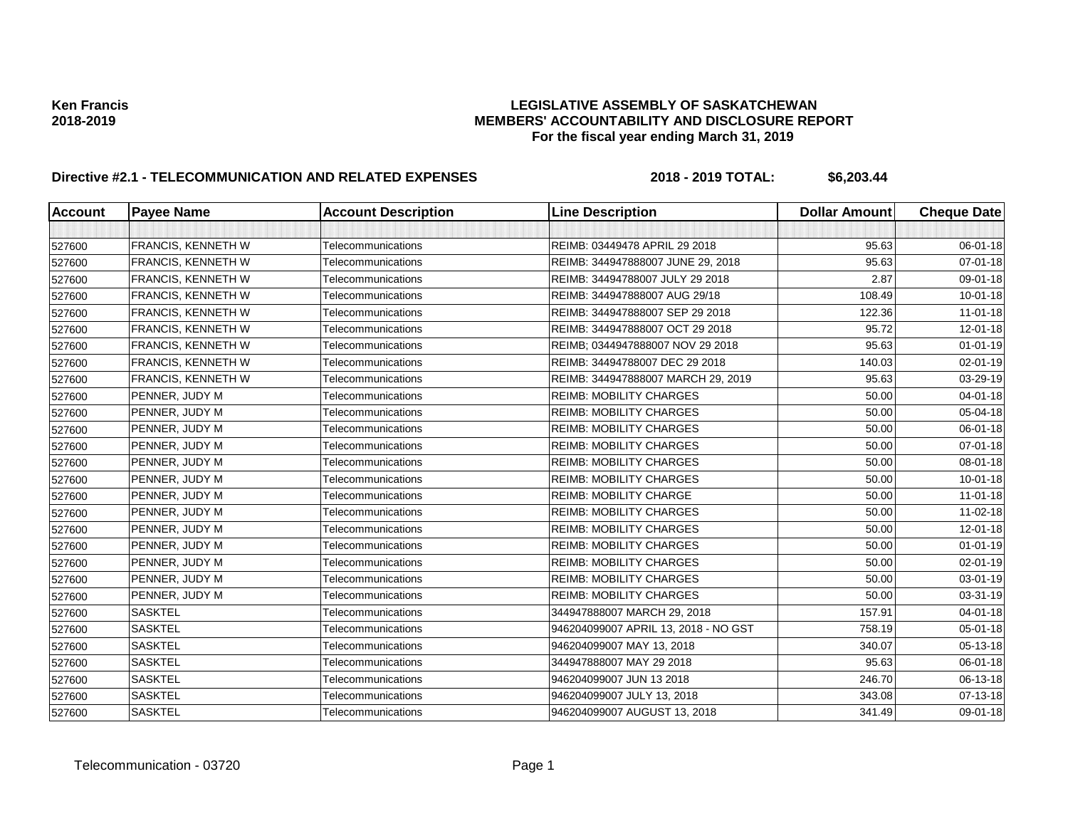**Ken Francis**
**2018-2019**

**LEGISLATIVE ASSEMBLY OF SASKATCHEWAN**
**MEMBERS' ACCOUNTABILITY AND DISCLOSURE REPORT**
**For the fiscal year ending March 31, 2019**

**Directive #2.1 - TELECOMMUNICATION AND RELATED EXPENSES** **2018 - 2019 TOTAL: $6,203.44**

| Account | Payee Name | Account Description | Line Description | Dollar Amount | Cheque Date |
|---|---|---|---|---|---|
| | | | | | |
| 527600 | FRANCIS, KENNETH W | Telecommunications | REIMB: 03449478 APRIL 29 2018 | 95.63 | 06-01-18 |
| 527600 | FRANCIS, KENNETH W | Telecommunications | REIMB: 344947888007 JUNE 29, 2018 | 95.63 | 07-01-18 |
| 527600 | FRANCIS, KENNETH W | Telecommunications | REIMB: 34494788007 JULY 29 2018 | 2.87 | 09-01-18 |
| 527600 | FRANCIS, KENNETH W | Telecommunications | REIMB: 344947888007 AUG 29/18 | 108.49 | 10-01-18 |
| 527600 | FRANCIS, KENNETH W | Telecommunications | REIMB: 344947888007 SEP 29 2018 | 122.36 | 11-01-18 |
| 527600 | FRANCIS, KENNETH W | Telecommunications | REIMB: 344947888007 OCT 29 2018 | 95.72 | 12-01-18 |
| 527600 | FRANCIS, KENNETH W | Telecommunications | REIMB; 0344947888007 NOV 29 2018 | 95.63 | 01-01-19 |
| 527600 | FRANCIS, KENNETH W | Telecommunications | REIMB: 34494788007 DEC 29 2018 | 140.03 | 02-01-19 |
| 527600 | FRANCIS, KENNETH W | Telecommunications | REIMB: 344947888007 MARCH 29, 2019 | 95.63 | 03-29-19 |
| 527600 | PENNER, JUDY M | Telecommunications | REIMB: MOBILITY CHARGES | 50.00 | 04-01-18 |
| 527600 | PENNER, JUDY M | Telecommunications | REIMB: MOBILITY CHARGES | 50.00 | 05-04-18 |
| 527600 | PENNER, JUDY M | Telecommunications | REIMB: MOBILITY CHARGES | 50.00 | 06-01-18 |
| 527600 | PENNER, JUDY M | Telecommunications | REIMB: MOBILITY CHARGES | 50.00 | 07-01-18 |
| 527600 | PENNER, JUDY M | Telecommunications | REIMB: MOBILITY CHARGES | 50.00 | 08-01-18 |
| 527600 | PENNER, JUDY M | Telecommunications | REIMB: MOBILITY CHARGES | 50.00 | 10-01-18 |
| 527600 | PENNER, JUDY M | Telecommunications | REIMB: MOBILITY CHARGE | 50.00 | 11-01-18 |
| 527600 | PENNER, JUDY M | Telecommunications | REIMB: MOBILITY CHARGES | 50.00 | 11-02-18 |
| 527600 | PENNER, JUDY M | Telecommunications | REIMB: MOBILITY CHARGES | 50.00 | 12-01-18 |
| 527600 | PENNER, JUDY M | Telecommunications | REIMB: MOBILITY CHARGES | 50.00 | 01-01-19 |
| 527600 | PENNER, JUDY M | Telecommunications | REIMB: MOBILITY CHARGES | 50.00 | 02-01-19 |
| 527600 | PENNER, JUDY M | Telecommunications | REIMB: MOBILITY CHARGES | 50.00 | 03-01-19 |
| 527600 | PENNER, JUDY M | Telecommunications | REIMB: MOBILITY CHARGES | 50.00 | 03-31-19 |
| 527600 | SASKTEL | Telecommunications | 344947888007 MARCH 29, 2018 | 157.91 | 04-01-18 |
| 527600 | SASKTEL | Telecommunications | 946204099007 APRIL 13, 2018 - NO GST | 758.19 | 05-01-18 |
| 527600 | SASKTEL | Telecommunications | 946204099007 MAY 13, 2018 | 340.07 | 05-13-18 |
| 527600 | SASKTEL | Telecommunications | 344947888007 MAY 29 2018 | 95.63 | 06-01-18 |
| 527600 | SASKTEL | Telecommunications | 946204099007 JUN 13 2018 | 246.70 | 06-13-18 |
| 527600 | SASKTEL | Telecommunications | 946204099007 JULY 13, 2018 | 343.08 | 07-13-18 |
| 527600 | SASKTEL | Telecommunications | 946204099007 AUGUST 13, 2018 | 341.49 | 09-01-18 |

Telecommunication - 03720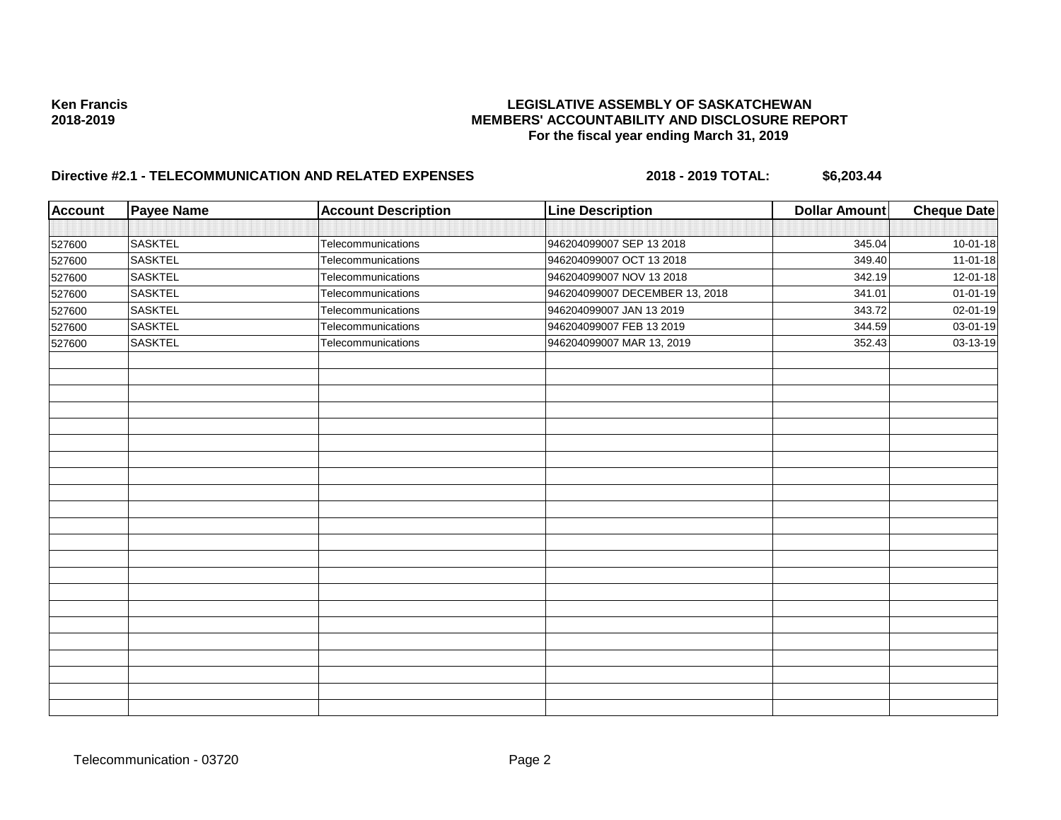**Ken Francis**
**2018-2019**

**LEGISLATIVE ASSEMBLY OF SASKATCHEWAN**
**MEMBERS' ACCOUNTABILITY AND DISCLOSURE REPORT**
**For the fiscal year ending March 31, 2019**

**Directive #2.1 - TELECOMMUNICATION AND RELATED EXPENSES** **2018 - 2019 TOTAL: $6,203.44**

| Account | Payee Name | Account Description | Line Description | Dollar Amount | Cheque Date |
|---|---|---|---|---|---|
| 527600 | SASKTEL | Telecommunications | 946204099007 SEP 13 2018 | 345.04 | 10-01-18 |
| 527600 | SASKTEL | Telecommunications | 946204099007 OCT 13 2018 | 349.40 | 11-01-18 |
| 527600 | SASKTEL | Telecommunications | 946204099007 NOV 13 2018 | 342.19 | 12-01-18 |
| 527600 | SASKTEL | Telecommunications | 946204099007 DECEMBER 13, 2018 | 341.01 | 01-01-19 |
| 527600 | SASKTEL | Telecommunications | 946204099007 JAN 13 2019 | 343.72 | 02-01-19 |
| 527600 | SASKTEL | Telecommunications | 946204099007 FEB 13 2019 | 344.59 | 03-01-19 |
| 527600 | SASKTEL | Telecommunications | 946204099007 MAR 13, 2019 | 352.43 | 03-13-19 |

Telecommunication - 03720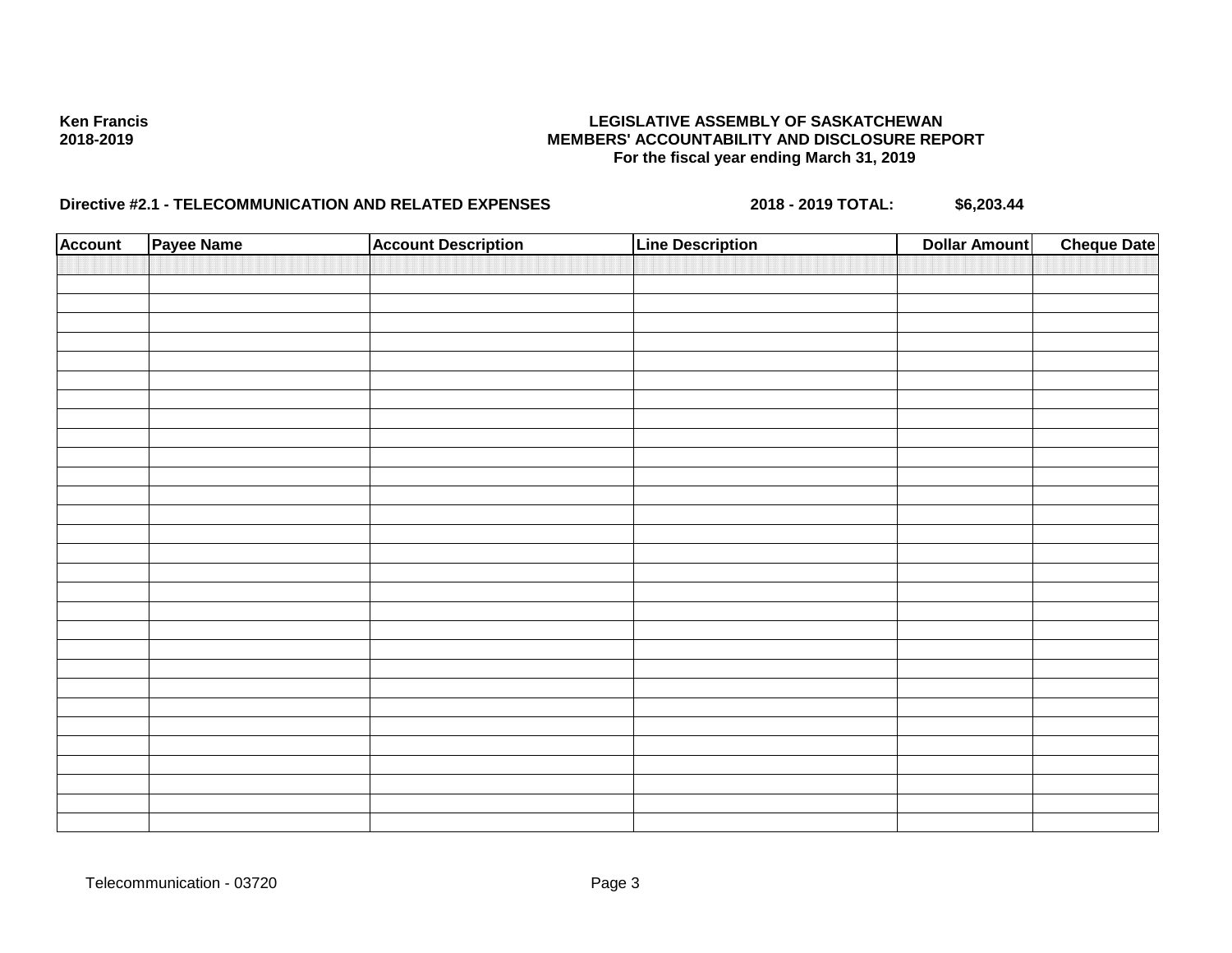**Ken Francis**
**2018-2019**

**LEGISLATIVE ASSEMBLY OF SASKATCHEWAN**
**MEMBERS' ACCOUNTABILITY AND DISCLOSURE REPORT**
**For the fiscal year ending March 31, 2019**

**Directive #2.1 - TELECOMMUNICATION AND RELATED EXPENSES** **2018 - 2019 TOTAL: $6,203.44**

| Account | Payee Name | Account Description | Line Description | Dollar Amount | Cheque Date |
|---|---|---|---|---|---|
| | | | | | |

Telecommunication - 03720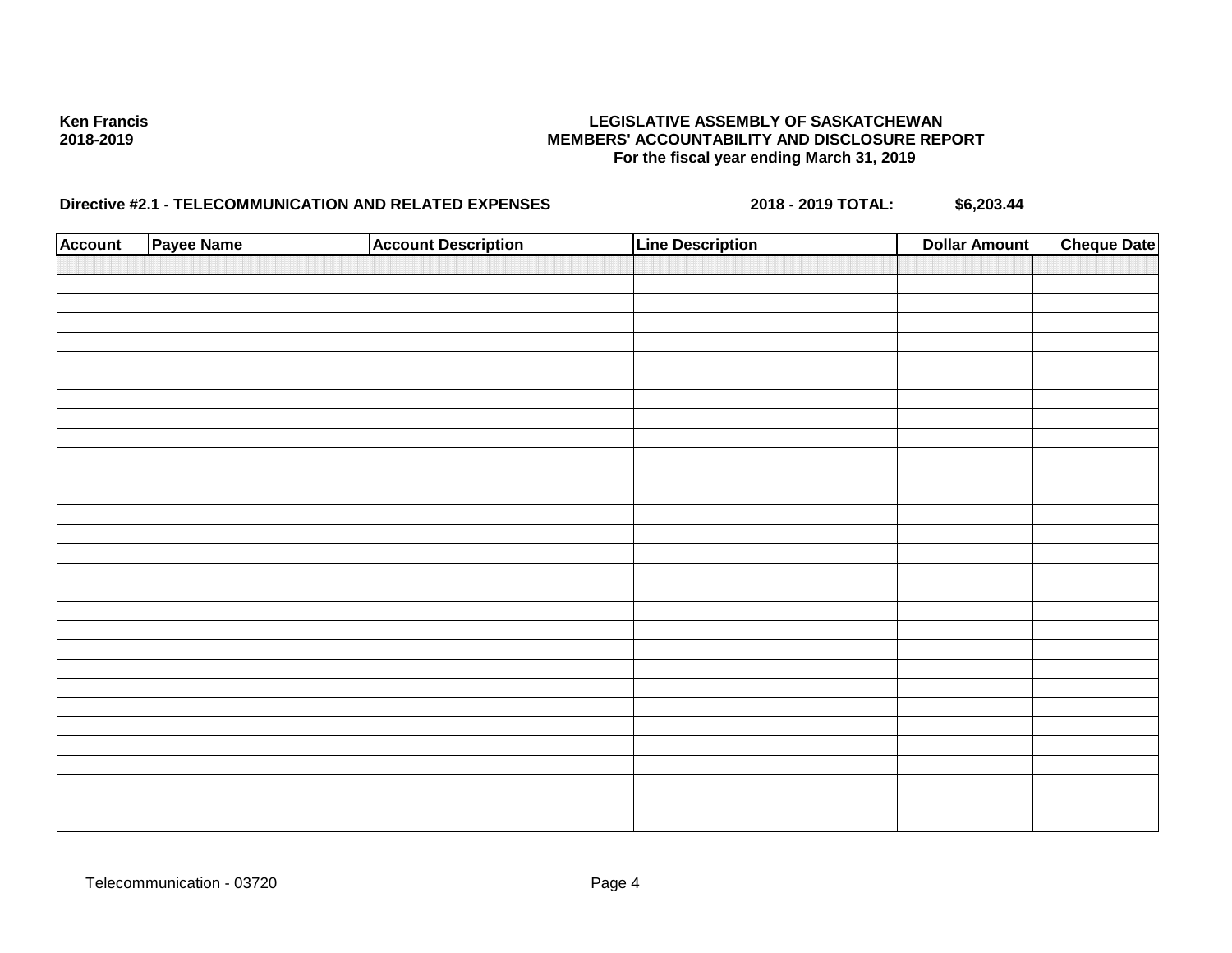Ken Francis
2018-2019

**LEGISLATIVE ASSEMBLY OF SASKATCHEWAN**
**MEMBERS' ACCOUNTABILITY AND DISCLOSURE REPORT**
**For the fiscal year ending March 31, 2019**

**Directive #2.1 - TELECOMMUNICATION AND RELATED EXPENSES** **2018 - 2019 TOTAL:** **$6,203.44**

| Account | Payee Name | Account Description | Line Description | Dollar Amount | Cheque Date |
|---|---|---|---|---|---|
| | | | | | |

Telecommunication - 03720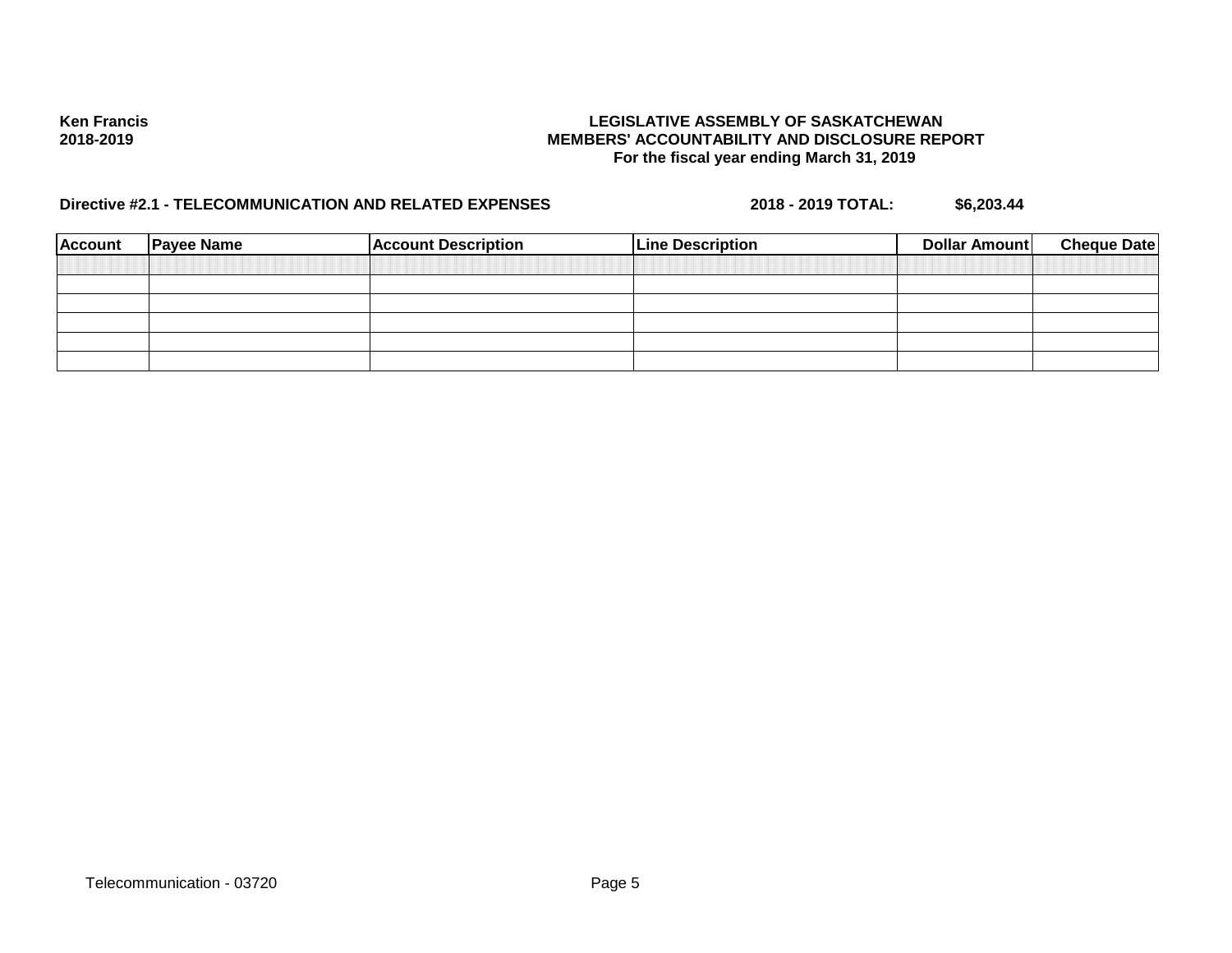**Ken Francis**
**2018-2019**

**LEGISLATIVE ASSEMBLY OF SASKATCHEWAN**
**MEMBERS' ACCOUNTABILITY AND DISCLOSURE REPORT**
**For the fiscal year ending March 31, 2019**

**Directive #2.1 - TELECOMMUNICATION AND RELATED EXPENSES** **2018 - 2019 TOTAL:** **$6,203.44**

| Account | Payee Name | Account Description | Line Description | Dollar Amount | Cheque Date |
|---|---|---|---|---|---|
| | | | | | |
| | | | | | |
| | | | | | |
| | | | | | |
| | | | | | |
| | | | | | |

Telecommunication - 03720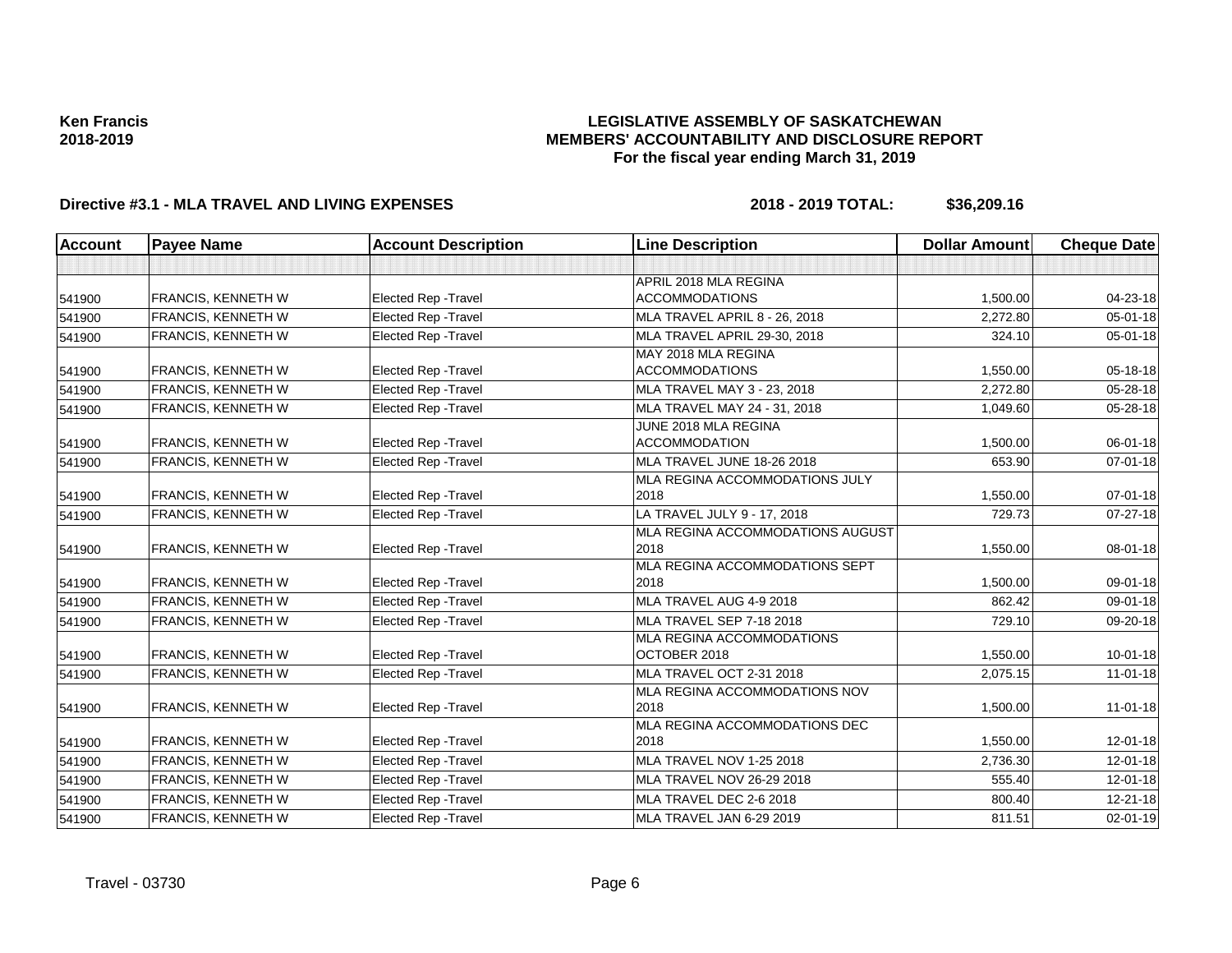**Ken Francis**
**2018-2019**

# LEGISLATIVE ASSEMBLY OF SASKATCHEWAN
## MEMBERS' ACCOUNTABILITY AND DISCLOSURE REPORT
### For the fiscal year ending March 31, 2019

**Directive #3.1 - MLA TRAVEL AND LIVING EXPENSES** **2018 - 2019 TOTAL: $36,209.16**

| Account | Payee Name | Account Description | Line Description | Dollar Amount | Cheque Date |
|---|---|---|---|---|---|
| | | | | | |
| 541900 | FRANCIS, KENNETH W | Elected Rep -Travel | APRIL 2018 MLA REGINA ACCOMMODATIONS | 1,500.00 | 04-23-18 |
| 541900 | FRANCIS, KENNETH W | Elected Rep -Travel | MLA TRAVEL APRIL 8 - 26, 2018 | 2,272.80 | 05-01-18 |
| 541900 | FRANCIS, KENNETH W | Elected Rep -Travel | MLA TRAVEL APRIL 29-30, 2018 | 324.10 | 05-01-18 |
| 541900 | FRANCIS, KENNETH W | Elected Rep -Travel | MAY 2018 MLA REGINA ACCOMMODATIONS | 1,550.00 | 05-18-18 |
| 541900 | FRANCIS, KENNETH W | Elected Rep -Travel | MLA TRAVEL MAY 3 - 23, 2018 | 2,272.80 | 05-28-18 |
| 541900 | FRANCIS, KENNETH W | Elected Rep -Travel | MLA TRAVEL MAY 24 - 31, 2018 | 1,049.60 | 05-28-18 |
| 541900 | FRANCIS, KENNETH W | Elected Rep -Travel | JUNE 2018 MLA REGINA ACCOMMODATION | 1,500.00 | 06-01-18 |
| 541900 | FRANCIS, KENNETH W | Elected Rep -Travel | MLA TRAVEL JUNE 18-26 2018 | 653.90 | 07-01-18 |
| 541900 | FRANCIS, KENNETH W | Elected Rep -Travel | MLA REGINA ACCOMMODATIONS JULY 2018 | 1,550.00 | 07-01-18 |
| 541900 | FRANCIS, KENNETH W | Elected Rep -Travel | LA TRAVEL JULY 9 - 17, 2018 | 729.73 | 07-27-18 |
| 541900 | FRANCIS, KENNETH W | Elected Rep -Travel | MLA REGINA ACCOMMODATIONS AUGUST 2018 | 1,550.00 | 08-01-18 |
| 541900 | FRANCIS, KENNETH W | Elected Rep -Travel | MLA REGINA ACCOMMODATIONS SEPT 2018 | 1,500.00 | 09-01-18 |
| 541900 | FRANCIS, KENNETH W | Elected Rep -Travel | MLA TRAVEL AUG 4-9 2018 | 862.42 | 09-01-18 |
| 541900 | FRANCIS, KENNETH W | Elected Rep -Travel | MLA TRAVEL SEP 7-18 2018 | 729.10 | 09-20-18 |
| 541900 | FRANCIS, KENNETH W | Elected Rep -Travel | MLA REGINA ACCOMMODATIONS OCTOBER 2018 | 1,550.00 | 10-01-18 |
| 541900 | FRANCIS, KENNETH W | Elected Rep -Travel | MLA TRAVEL OCT 2-31 2018 | 2,075.15 | 11-01-18 |
| 541900 | FRANCIS, KENNETH W | Elected Rep -Travel | MLA REGINA ACCOMMODATIONS NOV 2018 | 1,500.00 | 11-01-18 |
| 541900 | FRANCIS, KENNETH W | Elected Rep -Travel | MLA REGINA ACCOMMODATIONS DEC 2018 | 1,550.00 | 12-01-18 |
| 541900 | FRANCIS, KENNETH W | Elected Rep -Travel | MLA TRAVEL NOV 1-25 2018 | 2,736.30 | 12-01-18 |
| 541900 | FRANCIS, KENNETH W | Elected Rep -Travel | MLA TRAVEL NOV 26-29 2018 | 555.40 | 12-01-18 |
| 541900 | FRANCIS, KENNETH W | Elected Rep -Travel | MLA TRAVEL DEC 2-6 2018 | 800.40 | 12-21-18 |
| 541900 | FRANCIS, KENNETH W | Elected Rep -Travel | MLA TRAVEL JAN 6-29 2019 | 811.51 | 02-01-19 |

Travel - 03730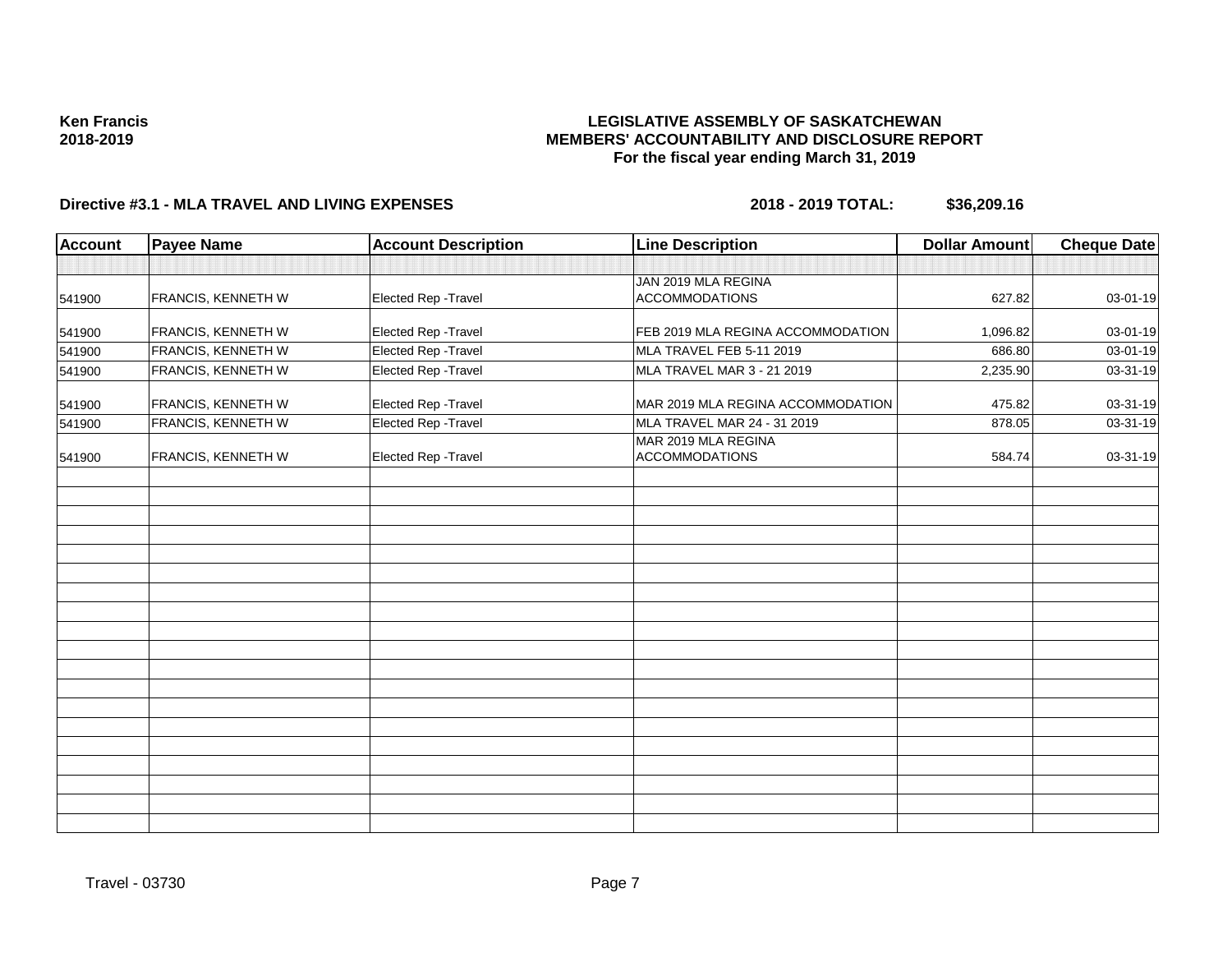**Ken Francis**
**2018-2019**

**LEGISLATIVE ASSEMBLY OF SASKATCHEWAN**
**MEMBERS' ACCOUNTABILITY AND DISCLOSURE REPORT**
**For the fiscal year ending March 31, 2019**

**Directive #3.1 - MLA TRAVEL AND LIVING EXPENSES** **2018 - 2019 TOTAL: $36,209.16**

| Account | Payee Name | Account Description | Line Description | Dollar Amount | Cheque Date |
|---|---|---|---|---|---|
| | | | | | |
| 541900 | FRANCIS, KENNETH W | Elected Rep -Travel | JAN 2019 MLA REGINA ACCOMMODATIONS | 627.82 | 03-01-19 |
| 541900 | FRANCIS, KENNETH W | Elected Rep -Travel | FEB 2019 MLA REGINA ACCOMMODATION | 1,096.82 | 03-01-19 |
| 541900 | FRANCIS, KENNETH W | Elected Rep -Travel | MLA TRAVEL FEB 5-11 2019 | 686.80 | 03-01-19 |
| 541900 | FRANCIS, KENNETH W | Elected Rep -Travel | MLA TRAVEL MAR 3 - 21 2019 | 2,235.90 | 03-31-19 |
| 541900 | FRANCIS, KENNETH W | Elected Rep -Travel | MAR 2019 MLA REGINA ACCOMMODATION | 475.82 | 03-31-19 |
| 541900 | FRANCIS, KENNETH W | Elected Rep -Travel | MLA TRAVEL MAR 24 - 31 2019 | 878.05 | 03-31-19 |
| 541900 | FRANCIS, KENNETH W | Elected Rep -Travel | MAR 2019 MLA REGINA ACCOMMODATIONS | 584.74 | 03-31-19 |

Travel - 03730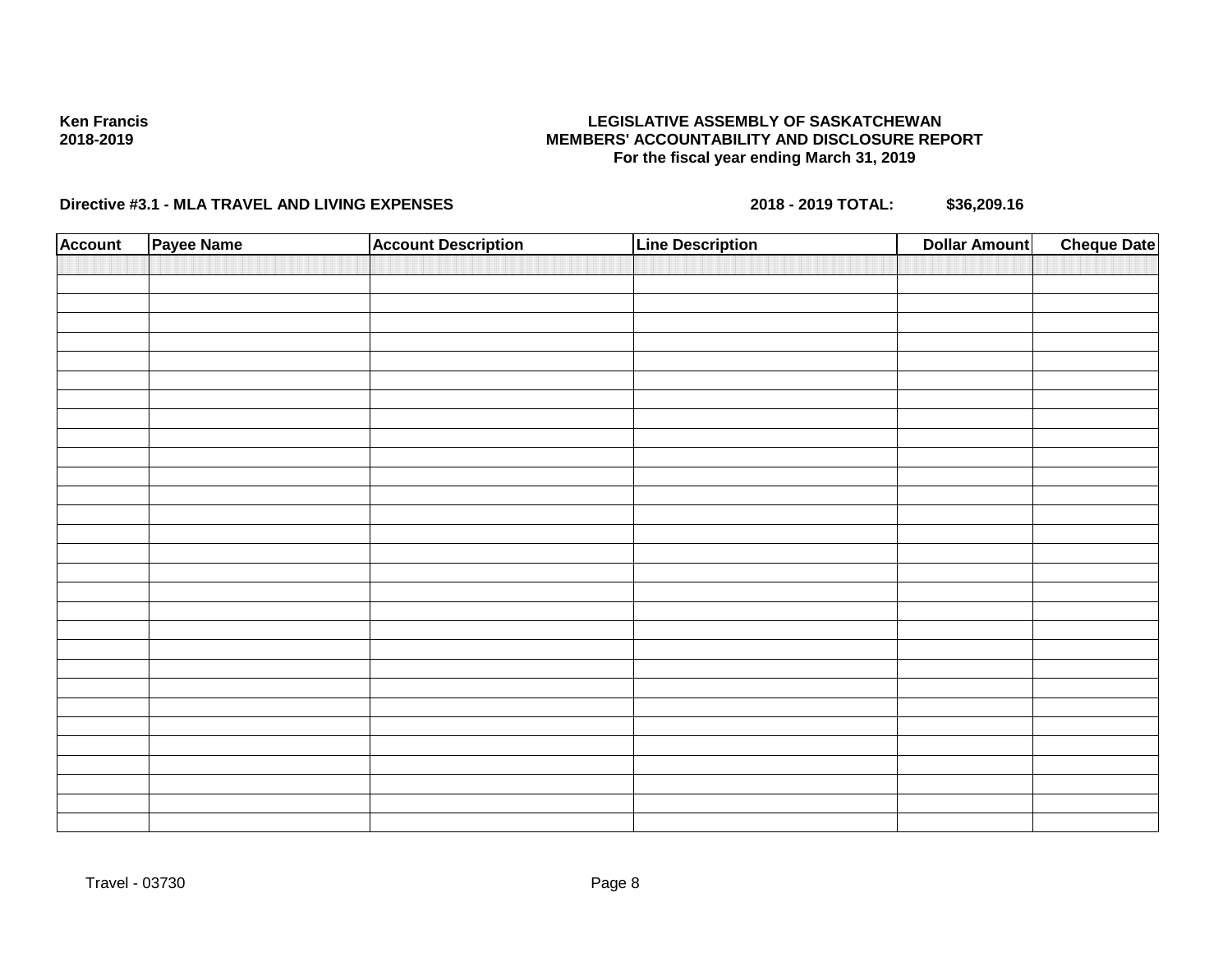**Ken Francis**
**2018-2019**

**LEGISLATIVE ASSEMBLY OF SASKATCHEWAN**
**MEMBERS' ACCOUNTABILITY AND DISCLOSURE REPORT**
**For the fiscal year ending March 31, 2019**

**Directive #3.1 - MLA TRAVEL AND LIVING EXPENSES** **2018 - 2019 TOTAL: $36,209.16**

| Account | Payee Name | Account Description | Line Description | Dollar Amount | Cheque Date |
|---|---|---|---|---|---|
| | | | | | |

Travel - 03730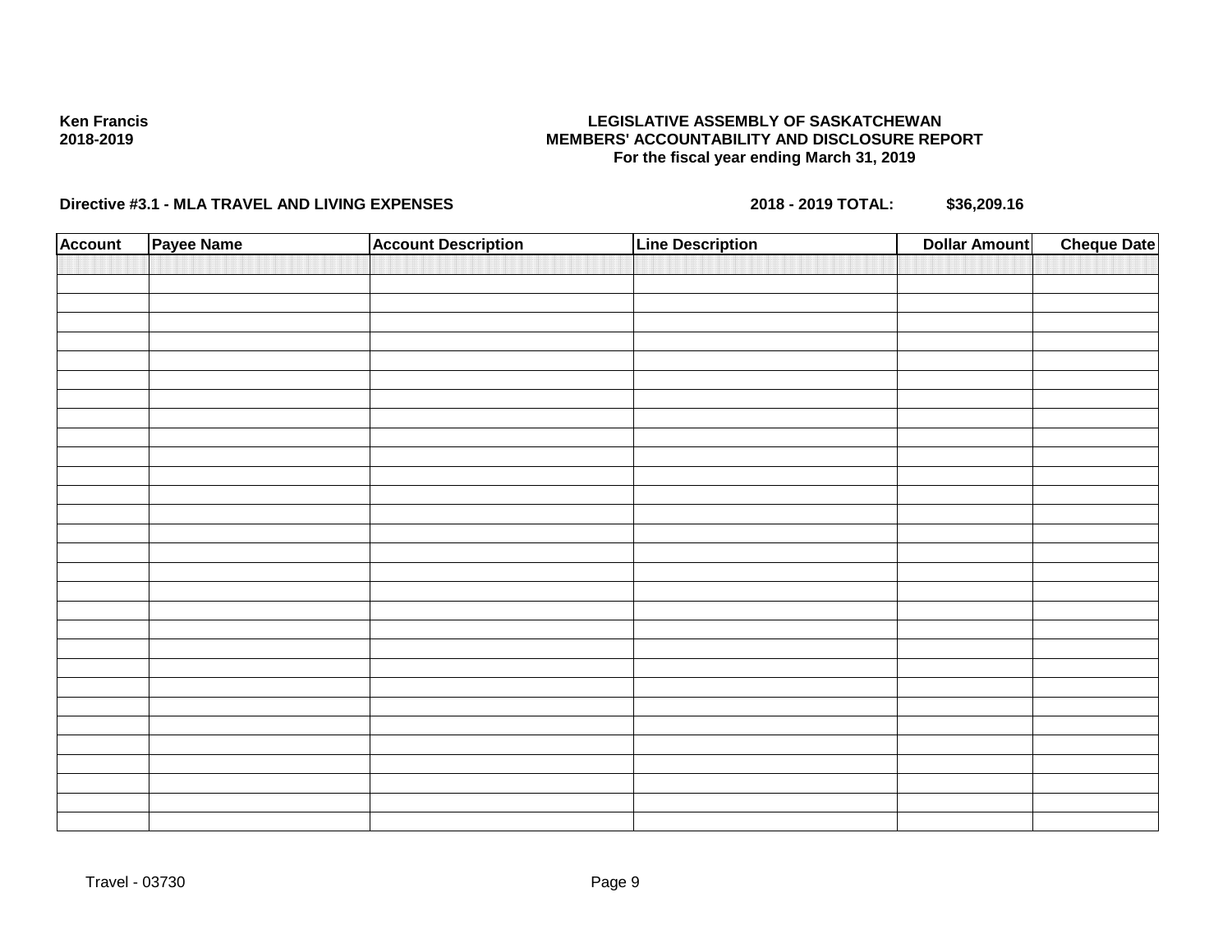**Ken Francis**
**2018-2019**

**LEGISLATIVE ASSEMBLY OF SASKATCHEWAN**
**MEMBERS' ACCOUNTABILITY AND DISCLOSURE REPORT**
**For the fiscal year ending March 31, 2019**

**Directive #3.1 - MLA TRAVEL AND LIVING EXPENSES** **2018 - 2019 TOTAL: $36,209.16**

| Account | Payee Name | Account Description | Line Description | Dollar Amount | Cheque Date |
|---|---|---|---|---|---|
| | | | | | |

Travel - 03730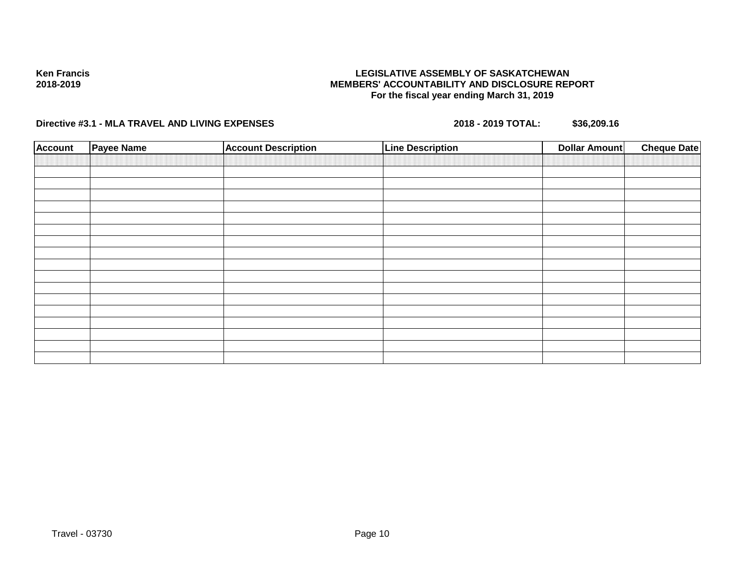**Ken Francis**
**2018-2019**

**LEGISLATIVE ASSEMBLY OF SASKATCHEWAN**
**MEMBERS' ACCOUNTABILITY AND DISCLOSURE REPORT**
**For the fiscal year ending March 31, 2019**

**Directive #3.1 - MLA TRAVEL AND LIVING EXPENSES** **2018 - 2019 TOTAL:** **$36,209.16**

| Account | Payee Name | Account Description | Line Description | Dollar Amount | Cheque Date |
|---|---|---|---|---|---|
| | | | | | |
| | | | | | |
| | | | | | |
| | | | | | |
| | | | | | |
| | | | | | |
| | | | | | |
| | | | | | |
| | | | | | |
| | | | | | |
| | | | | | |
| | | | | | |
| | | | | | |
| | | | | | |
| | | | | | |
| | | | | | |
| | | | | | |
| | | | | | |

Travel - 03730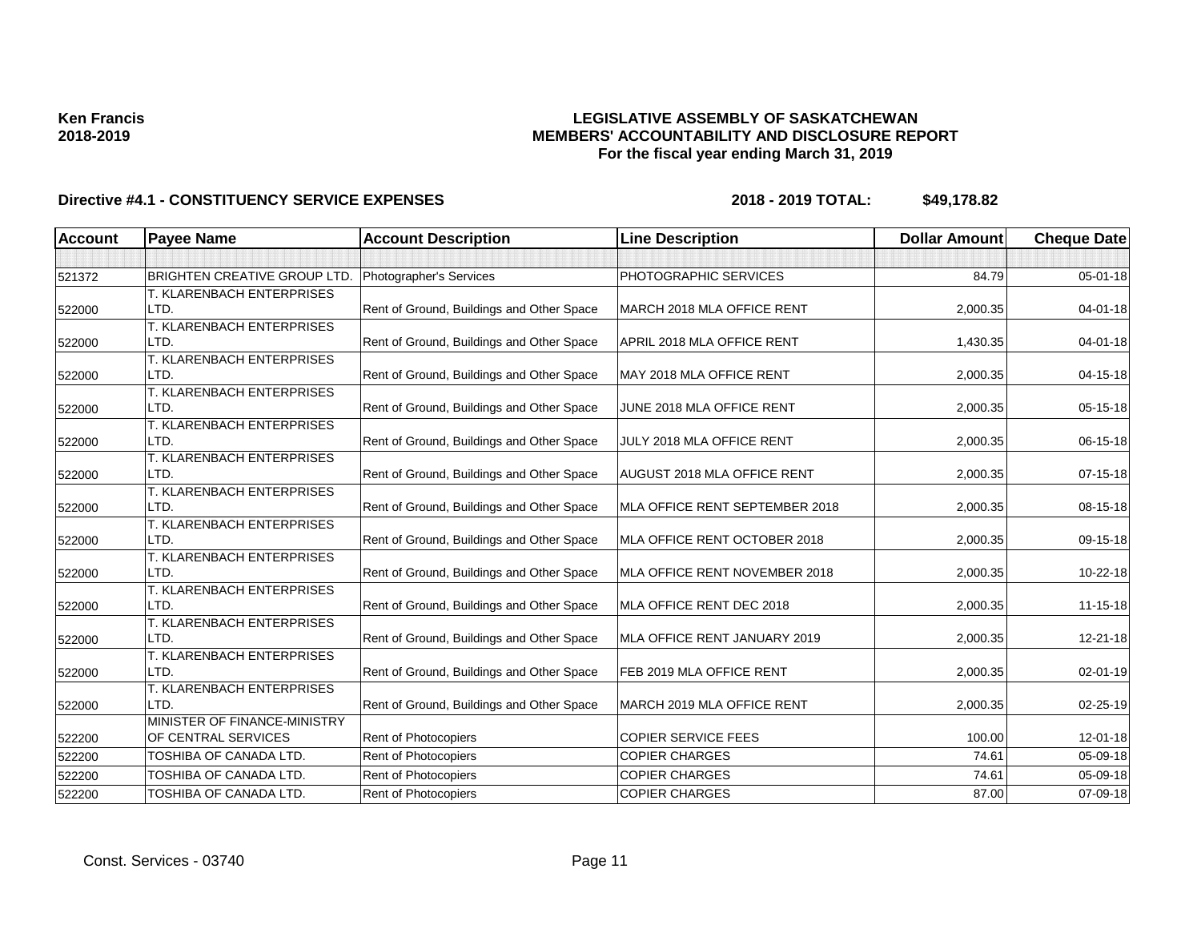**Ken Francis**
**2018-2019**

# LEGISLATIVE ASSEMBLY OF SASKATCHEWAN
## MEMBERS' ACCOUNTABILITY AND DISCLOSURE REPORT
### For the fiscal year ending March 31, 2019

**Directive #4.1 - CONSTITUENCY SERVICE EXPENSES** **2018 - 2019 TOTAL: $49,178.82**

| Account | Payee Name | Account Description | Line Description | Dollar Amount | Cheque Date |
|---|---|---|---|---|---|
| | | | | | |
| 521372 | BRIGHTEN CREATIVE GROUP LTD. | Photographer's Services | PHOTOGRAPHIC SERVICES | 84.79 | 05-01-18 |
| 522000 | T. KLARENBACH ENTERPRISES LTD. | Rent of Ground, Buildings and Other Space | MARCH 2018 MLA OFFICE RENT | 2,000.35 | 04-01-18 |
| 522000 | T. KLARENBACH ENTERPRISES LTD. | Rent of Ground, Buildings and Other Space | APRIL 2018 MLA OFFICE RENT | 1,430.35 | 04-01-18 |
| 522000 | T. KLARENBACH ENTERPRISES LTD. | Rent of Ground, Buildings and Other Space | MAY 2018 MLA OFFICE RENT | 2,000.35 | 04-15-18 |
| 522000 | T. KLARENBACH ENTERPRISES LTD. | Rent of Ground, Buildings and Other Space | JUNE 2018 MLA OFFICE RENT | 2,000.35 | 05-15-18 |
| 522000 | T. KLARENBACH ENTERPRISES LTD. | Rent of Ground, Buildings and Other Space | JULY 2018 MLA OFFICE RENT | 2,000.35 | 06-15-18 |
| 522000 | T. KLARENBACH ENTERPRISES LTD. | Rent of Ground, Buildings and Other Space | AUGUST 2018 MLA OFFICE RENT | 2,000.35 | 07-15-18 |
| 522000 | T. KLARENBACH ENTERPRISES LTD. | Rent of Ground, Buildings and Other Space | MLA OFFICE RENT SEPTEMBER 2018 | 2,000.35 | 08-15-18 |
| 522000 | T. KLARENBACH ENTERPRISES LTD. | Rent of Ground, Buildings and Other Space | MLA OFFICE RENT OCTOBER 2018 | 2,000.35 | 09-15-18 |
| 522000 | T. KLARENBACH ENTERPRISES LTD. | Rent of Ground, Buildings and Other Space | MLA OFFICE RENT NOVEMBER 2018 | 2,000.35 | 10-22-18 |
| 522000 | T. KLARENBACH ENTERPRISES LTD. | Rent of Ground, Buildings and Other Space | MLA OFFICE RENT DEC 2018 | 2,000.35 | 11-15-18 |
| 522000 | T. KLARENBACH ENTERPRISES LTD. | Rent of Ground, Buildings and Other Space | MLA OFFICE RENT JANUARY 2019 | 2,000.35 | 12-21-18 |
| 522000 | T. KLARENBACH ENTERPRISES LTD. | Rent of Ground, Buildings and Other Space | FEB 2019 MLA OFFICE RENT | 2,000.35 | 02-01-19 |
| 522000 | T. KLARENBACH ENTERPRISES LTD. | Rent of Ground, Buildings and Other Space | MARCH 2019 MLA OFFICE RENT | 2,000.35 | 02-25-19 |
| 522200 | MINISTER OF FINANCE-MINISTRY OF CENTRAL SERVICES | Rent of Photocopiers | COPIER SERVICE FEES | 100.00 | 12-01-18 |
| 522200 | TOSHIBA OF CANADA LTD. | Rent of Photocopiers | COPIER CHARGES | 74.61 | 05-09-18 |
| 522200 | TOSHIBA OF CANADA LTD. | Rent of Photocopiers | COPIER CHARGES | 74.61 | 05-09-18 |
| 522200 | TOSHIBA OF CANADA LTD. | Rent of Photocopiers | COPIER CHARGES | 87.00 | 07-09-18 |

Const. Services - 03740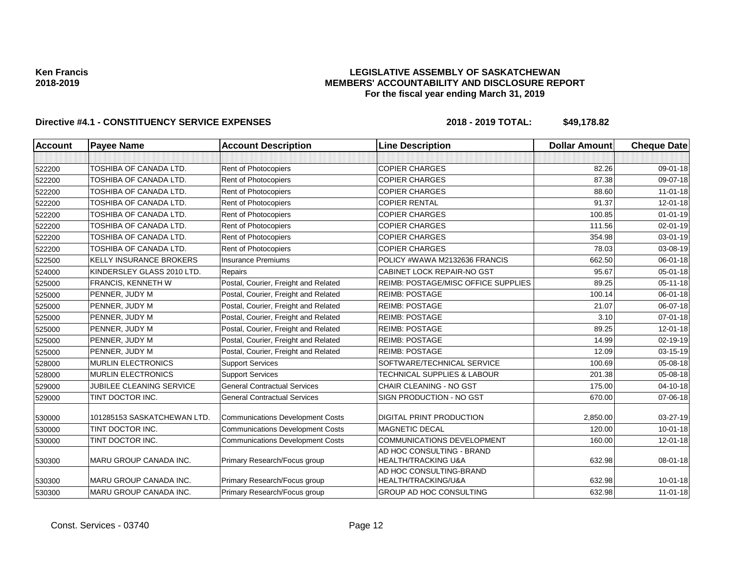**Ken Francis**
**2018-2019**

**LEGISLATIVE ASSEMBLY OF SASKATCHEWAN**
**MEMBERS' ACCOUNTABILITY AND DISCLOSURE REPORT**
**For the fiscal year ending March 31, 2019**

**Directive #4.1 - CONSTITUENCY SERVICE EXPENSES** **2018 - 2019 TOTAL: $49,178.82**

| Account | Payee Name | Account Description | Line Description | Dollar Amount | Cheque Date |
|---|---|---|---|---|---|
| | | | | | |
| 522200 | TOSHIBA OF CANADA LTD. | Rent of Photocopiers | COPIER CHARGES | 82.26 | 09-01-18 |
| 522200 | TOSHIBA OF CANADA LTD. | Rent of Photocopiers | COPIER CHARGES | 87.38 | 09-07-18 |
| 522200 | TOSHIBA OF CANADA LTD. | Rent of Photocopiers | COPIER CHARGES | 88.60 | 11-01-18 |
| 522200 | TOSHIBA OF CANADA LTD. | Rent of Photocopiers | COPIER RENTAL | 91.37 | 12-01-18 |
| 522200 | TOSHIBA OF CANADA LTD. | Rent of Photocopiers | COPIER CHARGES | 100.85 | 01-01-19 |
| 522200 | TOSHIBA OF CANADA LTD. | Rent of Photocopiers | COPIER CHARGES | 111.56 | 02-01-19 |
| 522200 | TOSHIBA OF CANADA LTD. | Rent of Photocopiers | COPIER CHARGES | 354.98 | 03-01-19 |
| 522200 | TOSHIBA OF CANADA LTD. | Rent of Photocopiers | COPIER CHARGES | 78.03 | 03-08-19 |
| 522500 | KELLY INSURANCE BROKERS | Insurance Premiums | POLICY #WAWA M2132636 FRANCIS | 662.50 | 06-01-18 |
| 524000 | KINDERSLEY GLASS 2010 LTD. | Repairs | CABINET LOCK REPAIR-NO GST | 95.67 | 05-01-18 |
| 525000 | FRANCIS, KENNETH W | Postal, Courier, Freight and Related | REIMB: POSTAGE/MISC OFFICE SUPPLIES | 89.25 | 05-11-18 |
| 525000 | PENNER, JUDY M | Postal, Courier, Freight and Related | REIMB: POSTAGE | 100.14 | 06-01-18 |
| 525000 | PENNER, JUDY M | Postal, Courier, Freight and Related | REIMB: POSTAGE | 21.07 | 06-07-18 |
| 525000 | PENNER, JUDY M | Postal, Courier, Freight and Related | REIMB: POSTAGE | 3.10 | 07-01-18 |
| 525000 | PENNER, JUDY M | Postal, Courier, Freight and Related | REIMB: POSTAGE | 89.25 | 12-01-18 |
| 525000 | PENNER, JUDY M | Postal, Courier, Freight and Related | REIMB: POSTAGE | 14.99 | 02-19-19 |
| 525000 | PENNER, JUDY M | Postal, Courier, Freight and Related | REIMB: POSTAGE | 12.09 | 03-15-19 |
| 528000 | MURLIN ELECTRONICS | Support Services | SOFTWARE/TECHNICAL SERVICE | 100.69 | 05-08-18 |
| 528000 | MURLIN ELECTRONICS | Support Services | TECHNICAL SUPPLIES & LABOUR | 201.38 | 05-08-18 |
| 529000 | JUBILEE CLEANING SERVICE | General Contractual Services | CHAIR CLEANING - NO GST | 175.00 | 04-10-18 |
| 529000 | TINT DOCTOR INC. | General Contractual Services | SIGN PRODUCTION - NO GST | 670.00 | 07-06-18 |
| 530000 | 101285153 SASKATCHEWAN LTD. | Communications Development Costs | DIGITAL PRINT PRODUCTION | 2,850.00 | 03-27-19 |
| 530000 | TINT DOCTOR INC. | Communications Development Costs | MAGNETIC DECAL | 120.00 | 10-01-18 |
| 530000 | TINT DOCTOR INC. | Communications Development Costs | COMMUNICATIONS DEVELOPMENT | 160.00 | 12-01-18 |
| 530300 | MARU GROUP CANADA INC. | Primary Research/Focus group | AD HOC CONSULTING - BRAND HEALTH/TRACKING U&A | 632.98 | 08-01-18 |
| 530300 | MARU GROUP CANADA INC. | Primary Research/Focus group | AD HOC CONSULTING-BRAND HEALTH/TRACKING/U&A | 632.98 | 10-01-18 |
| 530300 | MARU GROUP CANADA INC. | Primary Research/Focus group | GROUP AD HOC CONSULTING | 632.98 | 11-01-18 |

Const. Services - 03740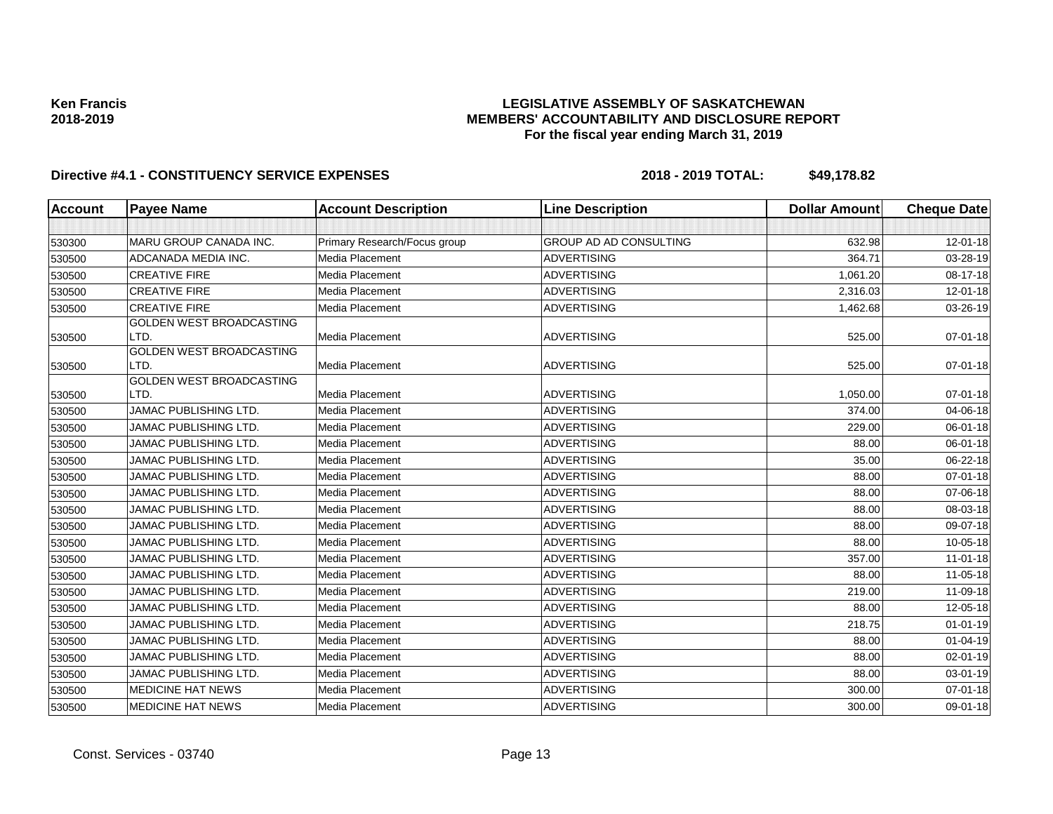**Ken Francis**
**2018-2019**

**LEGISLATIVE ASSEMBLY OF SASKATCHEWAN**
**MEMBERS' ACCOUNTABILITY AND DISCLOSURE REPORT**
**For the fiscal year ending March 31, 2019**

**Directive #4.1 - CONSTITUENCY SERVICE EXPENSES** **2018 - 2019 TOTAL: $49,178.82**

| Account | Payee Name | Account Description | Line Description | Dollar Amount | Cheque Date |
|---|---|---|---|---|---|
| | | | | | |
| 530300 | MARU GROUP CANADA INC. | Primary Research/Focus group | GROUP AD AD CONSULTING | 632.98 | 12-01-18 |
| 530500 | ADCANADA MEDIA INC. | Media Placement | ADVERTISING | 364.71 | 03-28-19 |
| 530500 | CREATIVE FIRE | Media Placement | ADVERTISING | 1,061.20 | 08-17-18 |
| 530500 | CREATIVE FIRE | Media Placement | ADVERTISING | 2,316.03 | 12-01-18 |
| 530500 | CREATIVE FIRE | Media Placement | ADVERTISING | 1,462.68 | 03-26-19 |
| 530500 | GOLDEN WEST BROADCASTING LTD. | Media Placement | ADVERTISING | 525.00 | 07-01-18 |
| 530500 | GOLDEN WEST BROADCASTING LTD. | Media Placement | ADVERTISING | 525.00 | 07-01-18 |
| 530500 | GOLDEN WEST BROADCASTING LTD. | Media Placement | ADVERTISING | 1,050.00 | 07-01-18 |
| 530500 | JAMAC PUBLISHING LTD. | Media Placement | ADVERTISING | 374.00 | 04-06-18 |
| 530500 | JAMAC PUBLISHING LTD. | Media Placement | ADVERTISING | 229.00 | 06-01-18 |
| 530500 | JAMAC PUBLISHING LTD. | Media Placement | ADVERTISING | 88.00 | 06-01-18 |
| 530500 | JAMAC PUBLISHING LTD. | Media Placement | ADVERTISING | 35.00 | 06-22-18 |
| 530500 | JAMAC PUBLISHING LTD. | Media Placement | ADVERTISING | 88.00 | 07-01-18 |
| 530500 | JAMAC PUBLISHING LTD. | Media Placement | ADVERTISING | 88.00 | 07-06-18 |
| 530500 | JAMAC PUBLISHING LTD. | Media Placement | ADVERTISING | 88.00 | 08-03-18 |
| 530500 | JAMAC PUBLISHING LTD. | Media Placement | ADVERTISING | 88.00 | 09-07-18 |
| 530500 | JAMAC PUBLISHING LTD. | Media Placement | ADVERTISING | 88.00 | 10-05-18 |
| 530500 | JAMAC PUBLISHING LTD. | Media Placement | ADVERTISING | 357.00 | 11-01-18 |
| 530500 | JAMAC PUBLISHING LTD. | Media Placement | ADVERTISING | 88.00 | 11-05-18 |
| 530500 | JAMAC PUBLISHING LTD. | Media Placement | ADVERTISING | 219.00 | 11-09-18 |
| 530500 | JAMAC PUBLISHING LTD. | Media Placement | ADVERTISING | 88.00 | 12-05-18 |
| 530500 | JAMAC PUBLISHING LTD. | Media Placement | ADVERTISING | 218.75 | 01-01-19 |
| 530500 | JAMAC PUBLISHING LTD. | Media Placement | ADVERTISING | 88.00 | 01-04-19 |
| 530500 | JAMAC PUBLISHING LTD. | Media Placement | ADVERTISING | 88.00 | 02-01-19 |
| 530500 | JAMAC PUBLISHING LTD. | Media Placement | ADVERTISING | 88.00 | 03-01-19 |
| 530500 | MEDICINE HAT NEWS | Media Placement | ADVERTISING | 300.00 | 07-01-18 |
| 530500 | MEDICINE HAT NEWS | Media Placement | ADVERTISING | 300.00 | 09-01-18 |

Const. Services - 03740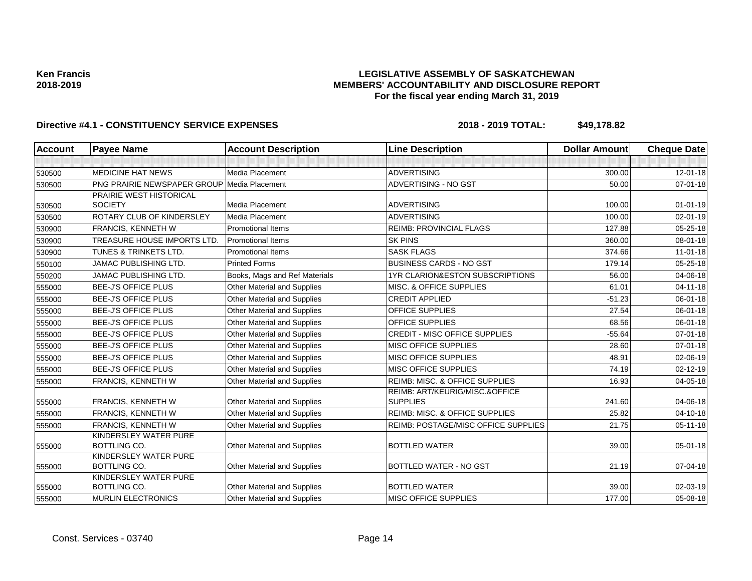**Ken Francis**
**2018-2019**

# LEGISLATIVE ASSEMBLY OF SASKATCHEWAN
## MEMBERS' ACCOUNTABILITY AND DISCLOSURE REPORT
### For the fiscal year ending March 31, 2019

**Directive #4.1 - CONSTITUENCY SERVICE EXPENSES** **2018 - 2019 TOTAL: $49,178.82**

| Account | Payee Name | Account Description | Line Description | Dollar Amount | Cheque Date |
|---|---|---|---|---|---|
| | | | | | |
| 530500 | MEDICINE HAT NEWS | Media Placement | ADVERTISING | 300.00 | 12-01-18 |
| 530500 | PNG PRAIRIE NEWSPAPER GROUP | Media Placement | ADVERTISING - NO GST | 50.00 | 07-01-18 |
| 530500 | PRAIRIE WEST HISTORICAL SOCIETY | Media Placement | ADVERTISING | 100.00 | 01-01-19 |
| 530500 | ROTARY CLUB OF KINDERSLEY | Media Placement | ADVERTISING | 100.00 | 02-01-19 |
| 530900 | FRANCIS, KENNETH W | Promotional Items | REIMB: PROVINCIAL FLAGS | 127.88 | 05-25-18 |
| 530900 | TREASURE HOUSE IMPORTS LTD. | Promotional Items | SK PINS | 360.00 | 08-01-18 |
| 530900 | TUNES & TRINKETS LTD. | Promotional Items | SASK FLAGS | 374.66 | 11-01-18 |
| 550100 | JAMAC PUBLISHING LTD. | Printed Forms | BUSINESS CARDS - NO GST | 179.14 | 05-25-18 |
| 550200 | JAMAC PUBLISHING LTD. | Books, Mags and Ref Materials | 1YR CLARION&ESTON SUBSCRIPTIONS | 56.00 | 04-06-18 |
| 555000 | BEE-J'S OFFICE PLUS | Other Material and Supplies | MISC. & OFFICE SUPPLIES | 61.01 | 04-11-18 |
| 555000 | BEE-J'S OFFICE PLUS | Other Material and Supplies | CREDIT APPLIED | -51.23 | 06-01-18 |
| 555000 | BEE-J'S OFFICE PLUS | Other Material and Supplies | OFFICE SUPPLIES | 27.54 | 06-01-18 |
| 555000 | BEE-J'S OFFICE PLUS | Other Material and Supplies | OFFICE SUPPLIES | 68.56 | 06-01-18 |
| 555000 | BEE-J'S OFFICE PLUS | Other Material and Supplies | CREDIT - MISC OFFICE SUPPLIES | -55.64 | 07-01-18 |
| 555000 | BEE-J'S OFFICE PLUS | Other Material and Supplies | MISC OFFICE SUPPLIES | 28.60 | 07-01-18 |
| 555000 | BEE-J'S OFFICE PLUS | Other Material and Supplies | MISC OFFICE SUPPLIES | 48.91 | 02-06-19 |
| 555000 | BEE-J'S OFFICE PLUS | Other Material and Supplies | MISC OFFICE SUPPLIES | 74.19 | 02-12-19 |
| 555000 | FRANCIS, KENNETH W | Other Material and Supplies | REIMB: MISC. & OFFICE SUPPLIES | 16.93 | 04-05-18 |
| 555000 | FRANCIS, KENNETH W | Other Material and Supplies | REIMB: ART/KEURIG/MISC.&OFFICE SUPPLIES | 241.60 | 04-06-18 |
| 555000 | FRANCIS, KENNETH W | Other Material and Supplies | REIMB: MISC. & OFFICE SUPPLIES | 25.82 | 04-10-18 |
| 555000 | FRANCIS, KENNETH W | Other Material and Supplies | REIMB: POSTAGE/MISC OFFICE SUPPLIES | 21.75 | 05-11-18 |
| 555000 | KINDERSLEY WATER PURE BOTTLING CO. | Other Material and Supplies | BOTTLED WATER | 39.00 | 05-01-18 |
| 555000 | KINDERSLEY WATER PURE BOTTLING CO. | Other Material and Supplies | BOTTLED WATER - NO GST | 21.19 | 07-04-18 |
| 555000 | KINDERSLEY WATER PURE BOTTLING CO. | Other Material and Supplies | BOTTLED WATER | 39.00 | 02-03-19 |
| 555000 | MURLIN ELECTRONICS | Other Material and Supplies | MISC OFFICE SUPPLIES | 177.00 | 05-08-18 |

Const. Services - 03740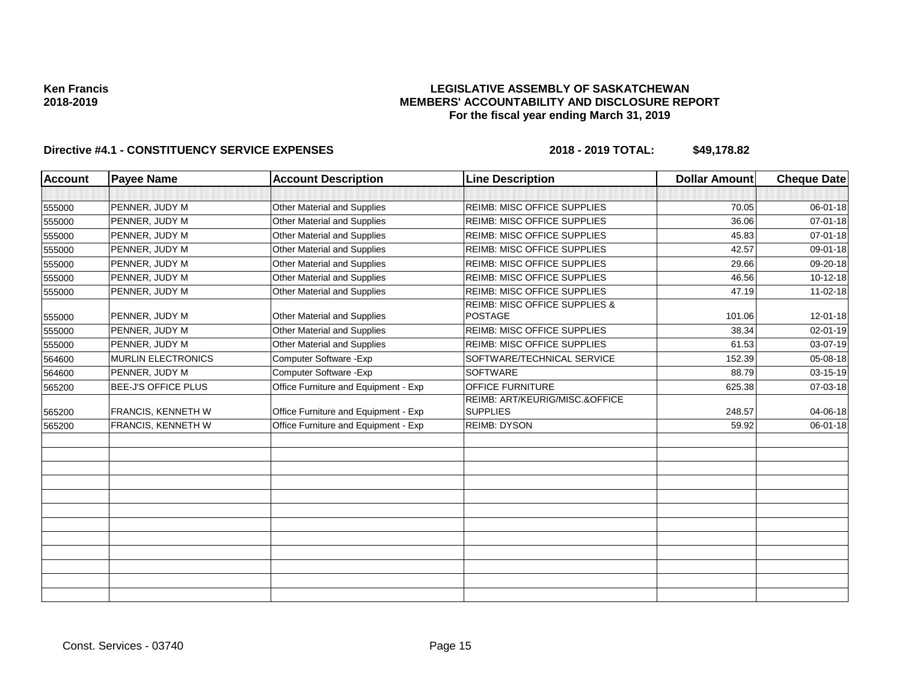Ken Francis
2018-2019

**LEGISLATIVE ASSEMBLY OF SASKATCHEWAN**
**MEMBERS' ACCOUNTABILITY AND DISCLOSURE REPORT**
**For the fiscal year ending March 31, 2019**

**Directive #4.1 - CONSTITUENCY SERVICE EXPENSES** **2018 - 2019 TOTAL: $49,178.82**

| Account | Payee Name | Account Description | Line Description | Dollar Amount | Cheque Date |
|---|---|---|---|---|---|
| | | | | | |
| 555000 | PENNER, JUDY M | Other Material and Supplies | REIMB: MISC OFFICE SUPPLIES | 70.05 | 06-01-18 |
| 555000 | PENNER, JUDY M | Other Material and Supplies | REIMB: MISC OFFICE SUPPLIES | 36.06 | 07-01-18 |
| 555000 | PENNER, JUDY M | Other Material and Supplies | REIMB: MISC OFFICE SUPPLIES | 45.83 | 07-01-18 |
| 555000 | PENNER, JUDY M | Other Material and Supplies | REIMB: MISC OFFICE SUPPLIES | 42.57 | 09-01-18 |
| 555000 | PENNER, JUDY M | Other Material and Supplies | REIMB: MISC OFFICE SUPPLIES | 29.66 | 09-20-18 |
| 555000 | PENNER, JUDY M | Other Material and Supplies | REIMB: MISC OFFICE SUPPLIES | 46.56 | 10-12-18 |
| 555000 | PENNER, JUDY M | Other Material and Supplies | REIMB: MISC OFFICE SUPPLIES | 47.19 | 11-02-18 |
| 555000 | PENNER, JUDY M | Other Material and Supplies | REIMB: MISC OFFICE SUPPLIES & POSTAGE | 101.06 | 12-01-18 |
| 555000 | PENNER, JUDY M | Other Material and Supplies | REIMB: MISC OFFICE SUPPLIES | 38.34 | 02-01-19 |
| 555000 | PENNER, JUDY M | Other Material and Supplies | REIMB: MISC OFFICE SUPPLIES | 61.53 | 03-07-19 |
| 564600 | MURLIN ELECTRONICS | Computer Software -Exp | SOFTWARE/TECHNICAL SERVICE | 152.39 | 05-08-18 |
| 564600 | PENNER, JUDY M | Computer Software -Exp | SOFTWARE | 88.79 | 03-15-19 |
| 565200 | BEE-J'S OFFICE PLUS | Office Furniture and Equipment - Exp | OFFICE FURNITURE | 625.38 | 07-03-18 |
| 565200 | FRANCIS, KENNETH W | Office Furniture and Equipment - Exp | REIMB: ART/KEURIG/MISC.&OFFICE SUPPLIES | 248.57 | 04-06-18 |
| 565200 | FRANCIS, KENNETH W | Office Furniture and Equipment - Exp | REIMB: DYSON | 59.92 | 06-01-18 |

Const. Services - 03740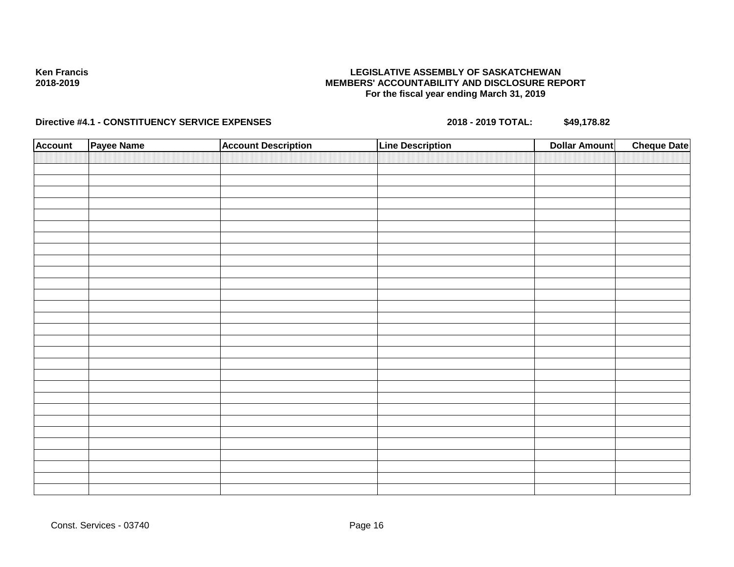**Ken Francis**
**2018-2019**

**LEGISLATIVE ASSEMBLY OF SASKATCHEWAN**
**MEMBERS' ACCOUNTABILITY AND DISCLOSURE REPORT**
**For the fiscal year ending March 31, 2019**

**Directive #4.1 - CONSTITUENCY SERVICE EXPENSES** **2018 - 2019 TOTAL:** **$49,178.82**

| Account | Payee Name | Account Description | Line Description | Dollar Amount | Cheque Date |
|---|---|---|---|---|---|
| | | | | | |

Const. Services - 03740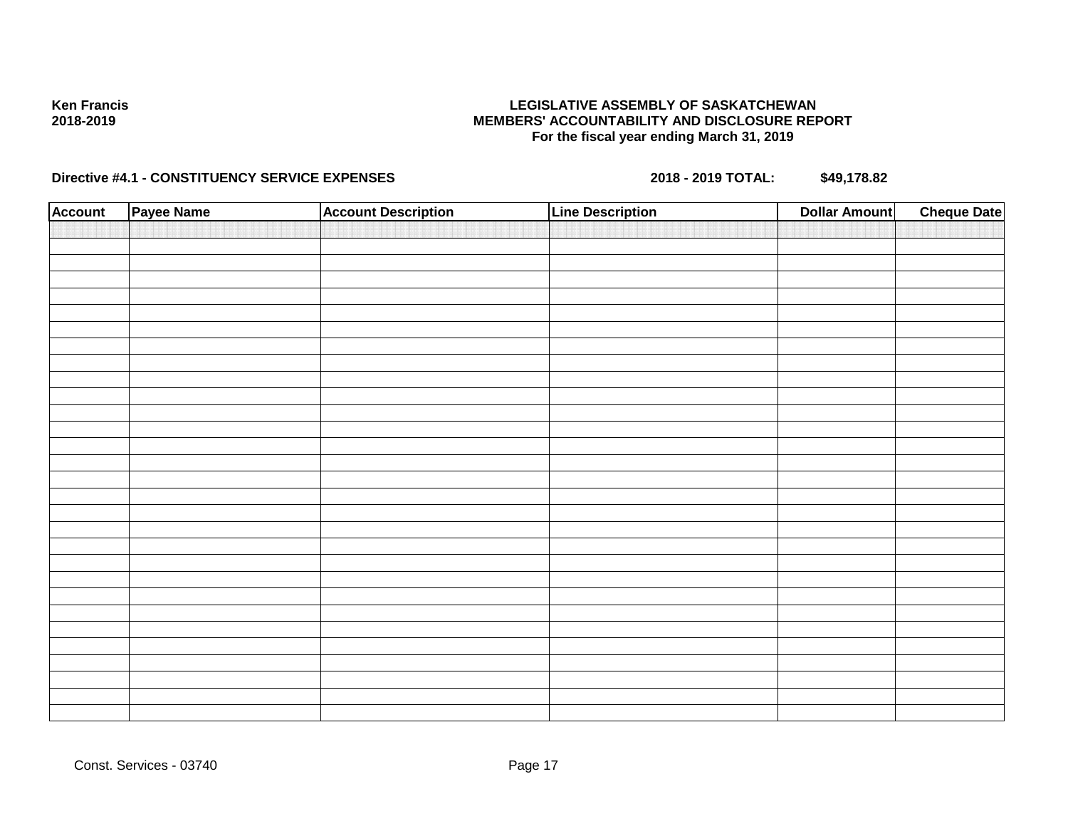**Ken Francis**
**2018-2019**

**LEGISLATIVE ASSEMBLY OF SASKATCHEWAN**
**MEMBERS' ACCOUNTABILITY AND DISCLOSURE REPORT**
**For the fiscal year ending March 31, 2019**

**Directive #4.1 - CONSTITUENCY SERVICE EXPENSES** **2018 - 2019 TOTAL: $49,178.82**

| Account | Payee Name | Account Description | Line Description | Dollar Amount | Cheque Date |
|---|---|---|---|---|---|
| | | | | | |

Const. Services - 03740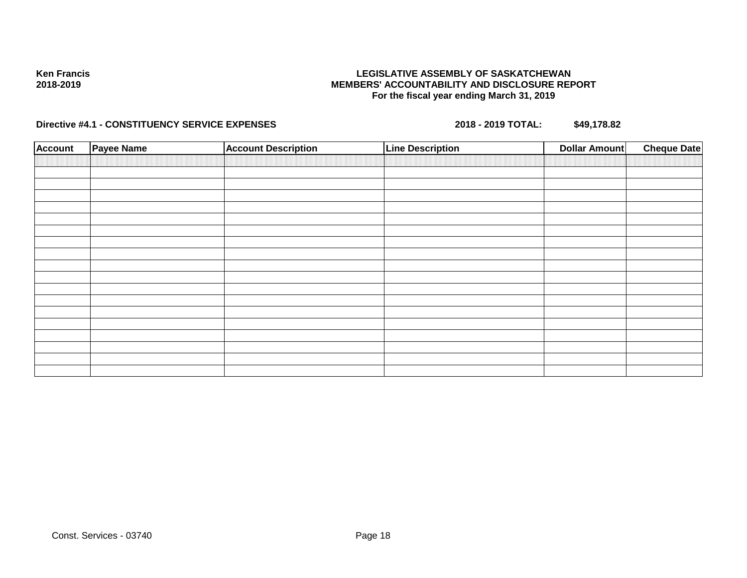**Ken Francis**
**2018-2019**

**LEGISLATIVE ASSEMBLY OF SASKATCHEWAN**
**MEMBERS' ACCOUNTABILITY AND DISCLOSURE REPORT**
**For the fiscal year ending March 31, 2019**

**Directive #4.1 - CONSTITUENCY SERVICE EXPENSES** **2018 - 2019 TOTAL:** **$49,178.82**

| Account | Payee Name | Account Description | Line Description | Dollar Amount | Cheque Date |
|---|---|---|---|---|---|
| | | | | | |
| | | | | | |
| | | | | | |
| | | | | | |
| | | | | | |
| | | | | | |
| | | | | | |
| | | | | | |
| | | | | | |
| | | | | | |
| | | | | | |
| | | | | | |
| | | | | | |
| | | | | | |
| | | | | | |
| | | | | | |
| | | | | | |
| | | | | | |
| | | | | | |

Const. Services - 03740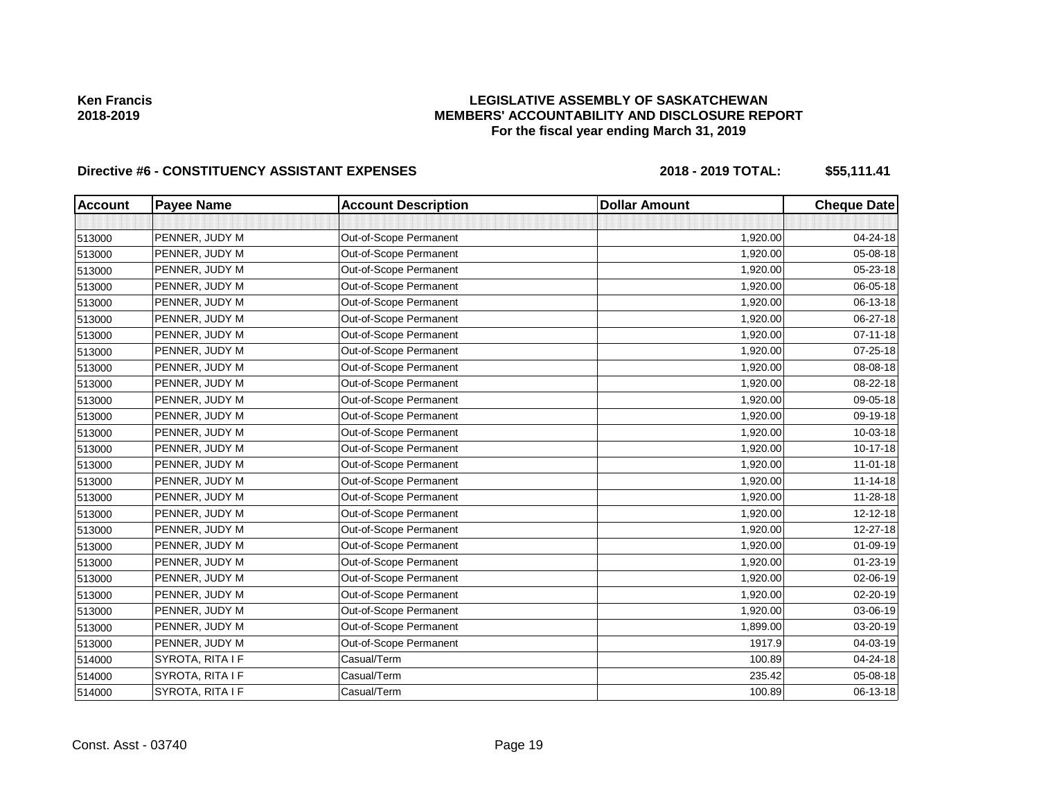**Ken Francis**
**2018-2019**

# LEGISLATIVE ASSEMBLY OF SASKATCHEWAN
## MEMBERS' ACCOUNTABILITY AND DISCLOSURE REPORT
### For the fiscal year ending March 31, 2019

**Directive #6 - CONSTITUENCY ASSISTANT EXPENSES** **2018 - 2019 TOTAL: $55,111.41**

| Account | Payee Name | Account Description | Dollar Amount | Cheque Date |
|---|---|---|---|---|
| | | | | |
| 513000 | PENNER, JUDY M | Out-of-Scope Permanent | 1,920.00 | 04-24-18 |
| 513000 | PENNER, JUDY M | Out-of-Scope Permanent | 1,920.00 | 05-08-18 |
| 513000 | PENNER, JUDY M | Out-of-Scope Permanent | 1,920.00 | 05-23-18 |
| 513000 | PENNER, JUDY M | Out-of-Scope Permanent | 1,920.00 | 06-05-18 |
| 513000 | PENNER, JUDY M | Out-of-Scope Permanent | 1,920.00 | 06-13-18 |
| 513000 | PENNER, JUDY M | Out-of-Scope Permanent | 1,920.00 | 06-27-18 |
| 513000 | PENNER, JUDY M | Out-of-Scope Permanent | 1,920.00 | 07-11-18 |
| 513000 | PENNER, JUDY M | Out-of-Scope Permanent | 1,920.00 | 07-25-18 |
| 513000 | PENNER, JUDY M | Out-of-Scope Permanent | 1,920.00 | 08-08-18 |
| 513000 | PENNER, JUDY M | Out-of-Scope Permanent | 1,920.00 | 08-22-18 |
| 513000 | PENNER, JUDY M | Out-of-Scope Permanent | 1,920.00 | 09-05-18 |
| 513000 | PENNER, JUDY M | Out-of-Scope Permanent | 1,920.00 | 09-19-18 |
| 513000 | PENNER, JUDY M | Out-of-Scope Permanent | 1,920.00 | 10-03-18 |
| 513000 | PENNER, JUDY M | Out-of-Scope Permanent | 1,920.00 | 10-17-18 |
| 513000 | PENNER, JUDY M | Out-of-Scope Permanent | 1,920.00 | 11-01-18 |
| 513000 | PENNER, JUDY M | Out-of-Scope Permanent | 1,920.00 | 11-14-18 |
| 513000 | PENNER, JUDY M | Out-of-Scope Permanent | 1,920.00 | 11-28-18 |
| 513000 | PENNER, JUDY M | Out-of-Scope Permanent | 1,920.00 | 12-12-18 |
| 513000 | PENNER, JUDY M | Out-of-Scope Permanent | 1,920.00 | 12-27-18 |
| 513000 | PENNER, JUDY M | Out-of-Scope Permanent | 1,920.00 | 01-09-19 |
| 513000 | PENNER, JUDY M | Out-of-Scope Permanent | 1,920.00 | 01-23-19 |
| 513000 | PENNER, JUDY M | Out-of-Scope Permanent | 1,920.00 | 02-06-19 |
| 513000 | PENNER, JUDY M | Out-of-Scope Permanent | 1,920.00 | 02-20-19 |
| 513000 | PENNER, JUDY M | Out-of-Scope Permanent | 1,920.00 | 03-06-19 |
| 513000 | PENNER, JUDY M | Out-of-Scope Permanent | 1,899.00 | 03-20-19 |
| 513000 | PENNER, JUDY M | Out-of-Scope Permanent | 1917.9 | 04-03-19 |
| 514000 | SYROTA, RITA I F | Casual/Term | 100.89 | 04-24-18 |
| 514000 | SYROTA, RITA I F | Casual/Term | 235.42 | 05-08-18 |
| 514000 | SYROTA, RITA I F | Casual/Term | 100.89 | 06-13-18 |

Const. Asst - 03740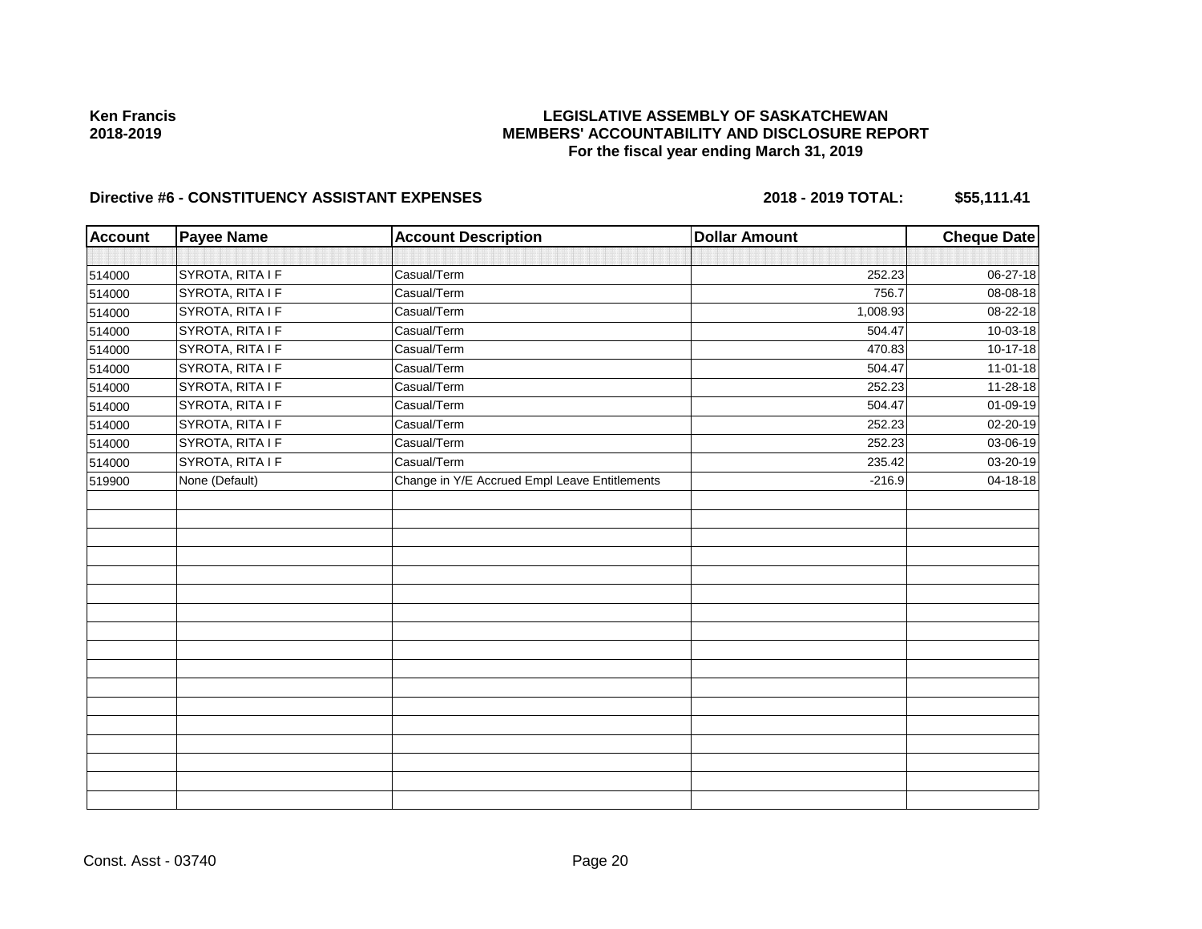**Ken Francis**
**2018-2019**

# LEGISLATIVE ASSEMBLY OF SASKATCHEWAN
## MEMBERS' ACCOUNTABILITY AND DISCLOSURE REPORT
### For the fiscal year ending March 31, 2019

**Directive #6 - CONSTITUENCY ASSISTANT EXPENSES** **2018 - 2019 TOTAL: $55,111.41**

| Account | Payee Name | Account Description | Dollar Amount | Cheque Date |
|---|---|---|---|---|
| | | | | |
| 514000 | SYROTA, RITA I F | Casual/Term | 252.23 | 06-27-18 |
| 514000 | SYROTA, RITA I F | Casual/Term | 756.7 | 08-08-18 |
| 514000 | SYROTA, RITA I F | Casual/Term | 1,008.93 | 08-22-18 |
| 514000 | SYROTA, RITA I F | Casual/Term | 504.47 | 10-03-18 |
| 514000 | SYROTA, RITA I F | Casual/Term | 470.83 | 10-17-18 |
| 514000 | SYROTA, RITA I F | Casual/Term | 504.47 | 11-01-18 |
| 514000 | SYROTA, RITA I F | Casual/Term | 252.23 | 11-28-18 |
| 514000 | SYROTA, RITA I F | Casual/Term | 504.47 | 01-09-19 |
| 514000 | SYROTA, RITA I F | Casual/Term | 252.23 | 02-20-19 |
| 514000 | SYROTA, RITA I F | Casual/Term | 252.23 | 03-06-19 |
| 514000 | SYROTA, RITA I F | Casual/Term | 235.42 | 03-20-19 |
| 519900 | None (Default) | Change in Y/E Accrued Empl Leave Entitlements | -216.9 | 04-18-18 |

Const. Asst - 03740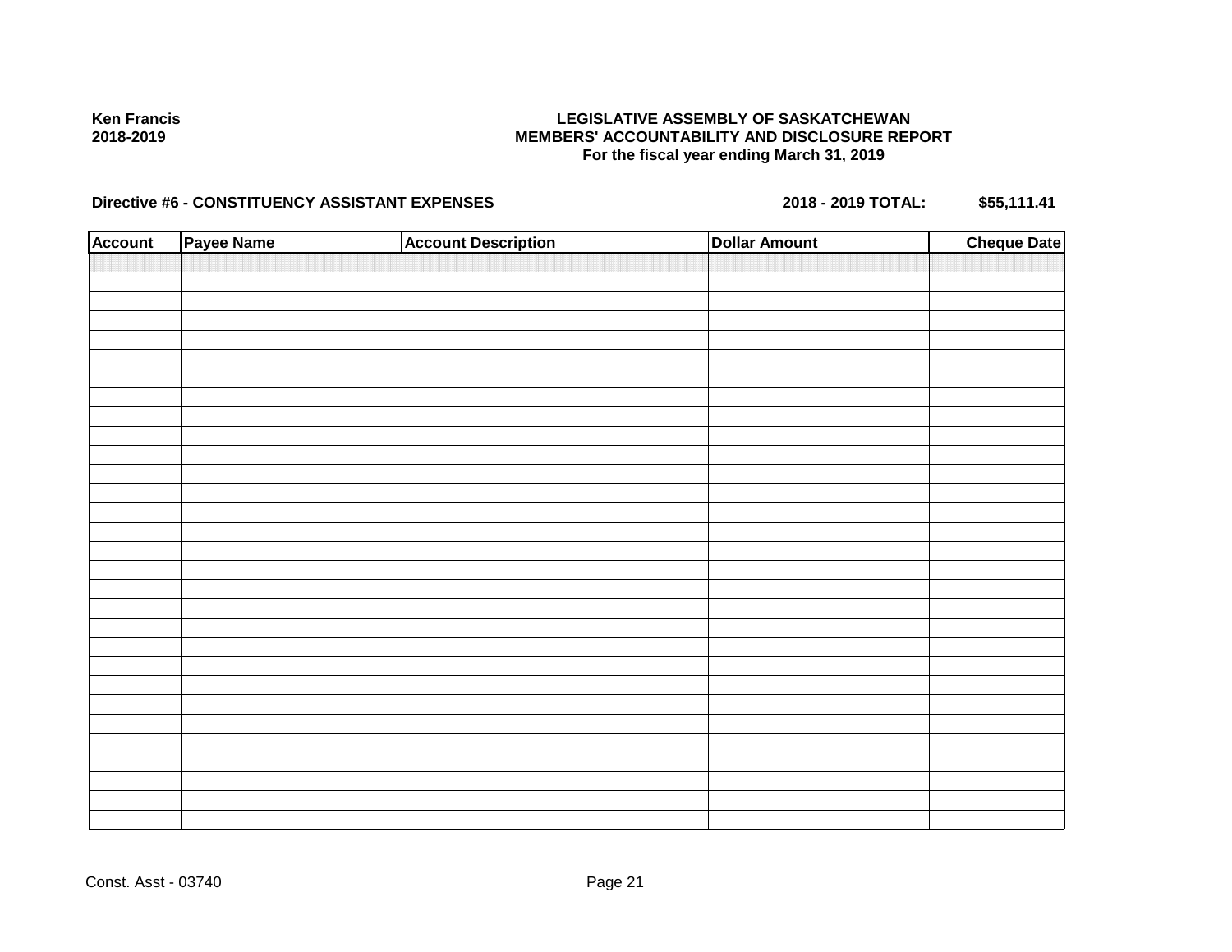**Ken Francis**
**2018-2019**

**LEGISLATIVE ASSEMBLY OF SASKATCHEWAN**
**MEMBERS' ACCOUNTABILITY AND DISCLOSURE REPORT**
**For the fiscal year ending March 31, 2019**

**Directive #6 - CONSTITUENCY ASSISTANT EXPENSES** **2018 - 2019 TOTAL: $55,111.41**

| Account | Payee Name | Account Description | Dollar Amount | Cheque Date |
|---|---|---|---|---|
| | | | | |

Const. Asst - 03740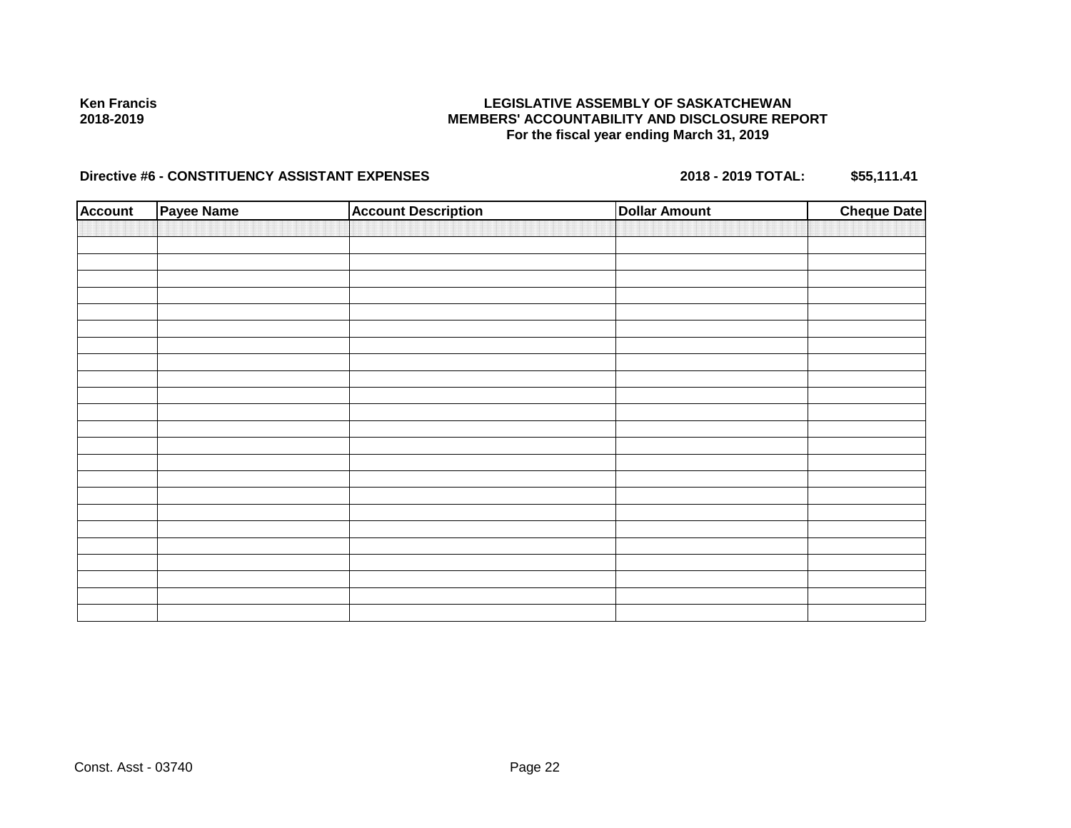**Ken Francis**
**2018-2019**

**LEGISLATIVE ASSEMBLY OF SASKATCHEWAN**
**MEMBERS' ACCOUNTABILITY AND DISCLOSURE REPORT**
**For the fiscal year ending March 31, 2019**

**Directive #6 - CONSTITUENCY ASSISTANT EXPENSES** **2018 - 2019 TOTAL: $55,111.41**

| Account | Payee Name | Account Description | Dollar Amount | Cheque Date |
|---|---|---|---|---|
| | | | | |

Const. Asst - 03740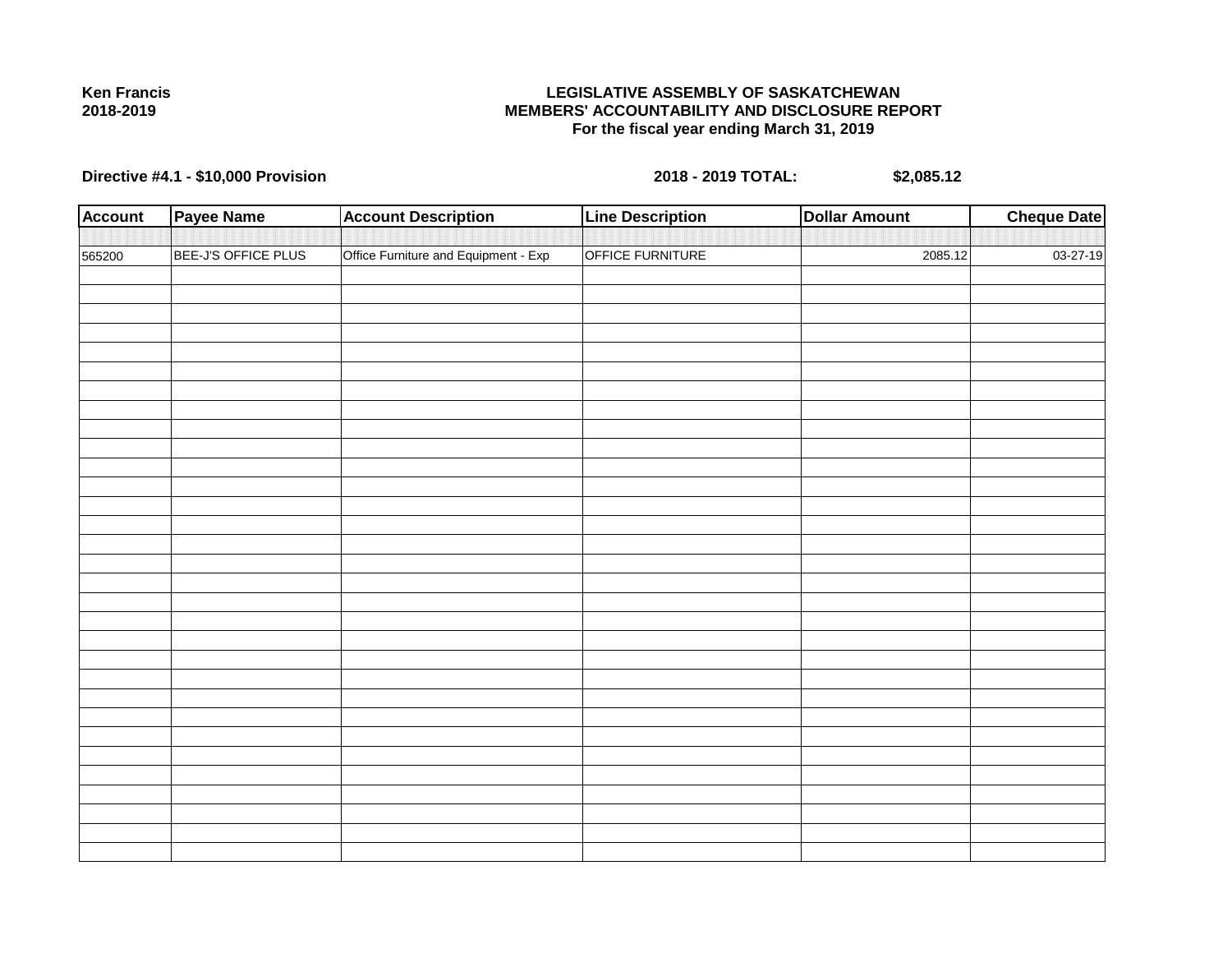**Ken Francis**
**2018-2019**

**LEGISLATIVE ASSEMBLY OF SASKATCHEWAN**
**MEMBERS' ACCOUNTABILITY AND DISCLOSURE REPORT**
**For the fiscal year ending March 31, 2019**

**Directive #4.1 - $10,000 Provision** **2018 - 2019 TOTAL:** **$2,085.12**

| Account | Payee Name | Account Description | Line Description | Dollar Amount | Cheque Date |
|---|---|---|---|---|---|
| 565200 | BEE-J'S OFFICE PLUS | Office Furniture and Equipment - Exp | OFFICE FURNITURE | 2085.12 | 03-27-19 |